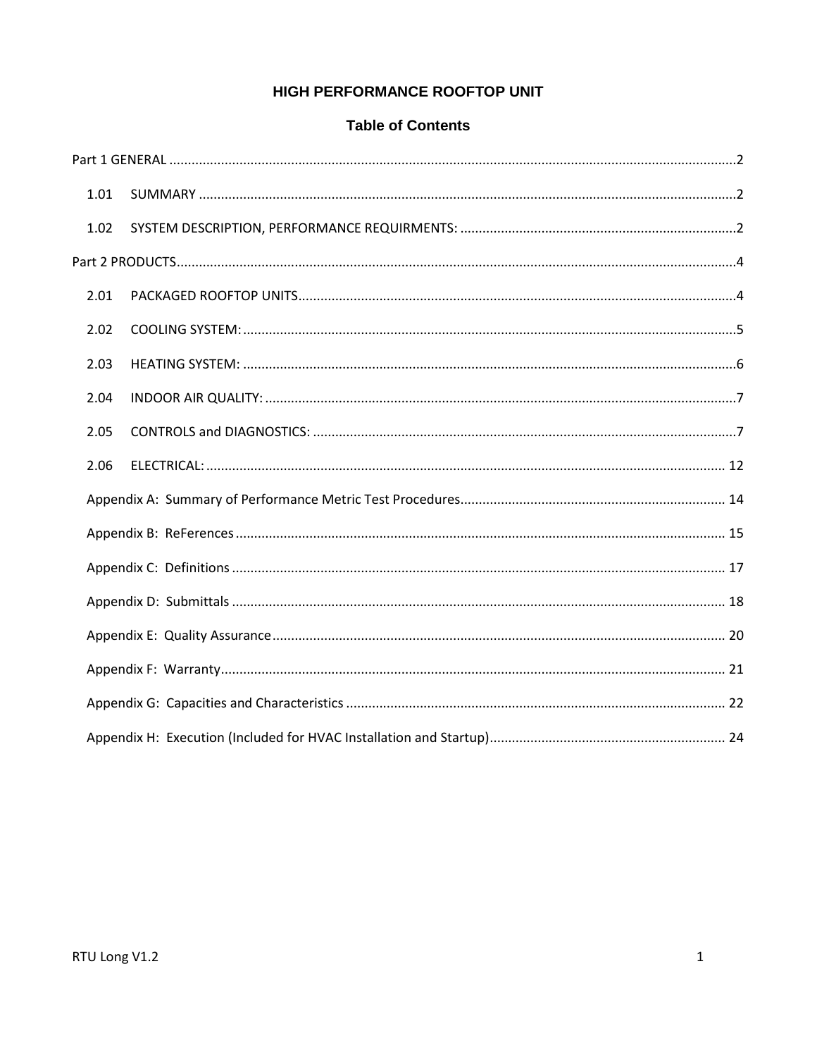# HIGH PERFORMANCE ROOFTOP UNIT

## Table of Contents

Part 1 GENERAL ........................................................................................................................................2

- 1.01 SUMMARY ........................................................................................................................................2
- 1.02 SYSTEM DESCRIPTION, PERFORMANCE REQUIRMENTS: ..........................................................................2

Part 2 PRODUCTS.......................................................................................................................................4

- 2.01 PACKAGED ROOFTOP UNITS....................................................................................................4
- 2.02 COOLING SYSTEM:...................................................................................................................5
- 2.03 HEATING SYSTEM: ...................................................................................................................6
- 2.04 INDOOR AIR QUALITY:..............................................................................................................7
- 2.05 CONTROLS and DIAGNOSTICS: .................................................................................................7
- 2.06 ELECTRICAL:.......................................................................................................................... 12

Appendix A: Summary of Performance Metric Test Procedures....................................................................... 14

Appendix B: ReFerences.................................................................................................................. 15

Appendix C: Definitions .................................................................................................................... 17

Appendix D: Submittals .................................................................................................................... 18

Appendix E: Quality Assurance.......................................................................................................... 20

Appendix F: Warranty....................................................................................................................... 21

Appendix G: Capacities and Characteristics ...................................................................................... 22

Appendix H: Execution (Included for HVAC Installation and Startup)............................................................... 24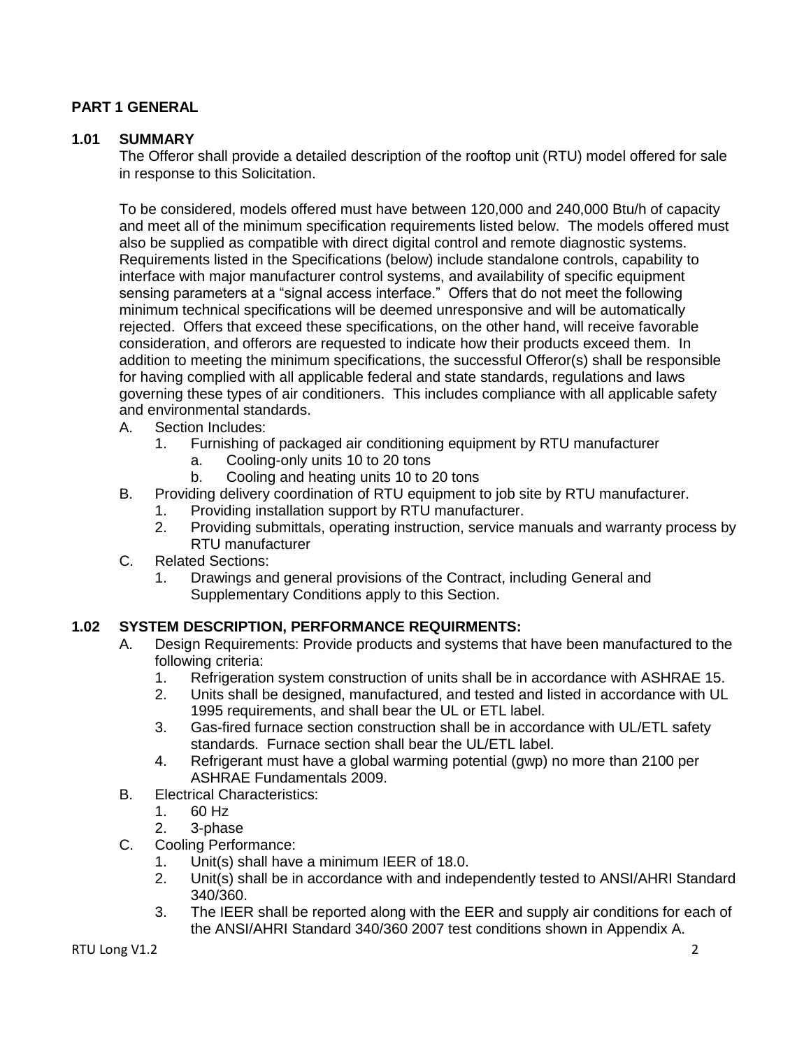## PART 1 GENERAL

### 1.01 SUMMARY

The Offeror shall provide a detailed description of the rooftop unit (RTU) model offered for sale in response to this Solicitation.

To be considered, models offered must have between 120,000 and 240,000 Btu/h of capacity and meet all of the minimum specification requirements listed below. The models offered must also be supplied as compatible with direct digital control and remote diagnostic systems. Requirements listed in the Specifications (below) include standalone controls, capability to interface with major manufacturer control systems, and availability of specific equipment sensing parameters at a "signal access interface." Offers that do not meet the following minimum technical specifications will be deemed unresponsive and will be automatically rejected. Offers that exceed these specifications, on the other hand, will receive favorable consideration, and offerors are requested to indicate how their products exceed them. In addition to meeting the minimum specifications, the successful Offeror(s) shall be responsible for having complied with all applicable federal and state standards, regulations and laws governing these types of air conditioners. This includes compliance with all applicable safety and environmental standards.

A. Section Includes:
   1. Furnishing of packaged air conditioning equipment by RTU manufacturer
      a. Cooling-only units 10 to 20 tons
      b. Cooling and heating units 10 to 20 tons
B. Providing delivery coordination of RTU equipment to job site by RTU manufacturer.
   1. Providing installation support by RTU manufacturer.
   2. Providing submittals, operating instruction, service manuals and warranty process by RTU manufacturer
C. Related Sections:
   1. Drawings and general provisions of the Contract, including General and Supplementary Conditions apply to this Section.

### 1.02 SYSTEM DESCRIPTION, PERFORMANCE REQUIRMENTS:

A. Design Requirements: Provide products and systems that have been manufactured to the following criteria:
   1. Refrigeration system construction of units shall be in accordance with ASHRAE 15.
   2. Units shall be designed, manufactured, and tested and listed in accordance with UL 1995 requirements, and shall bear the UL or ETL label.
   3. Gas-fired furnace section construction shall be in accordance with UL/ETL safety standards. Furnace section shall bear the UL/ETL label.
   4. Refrigerant must have a global warming potential (gwp) no more than 2100 per ASHRAE Fundamentals 2009.
B. Electrical Characteristics:
   1. 60 Hz
   2. 3-phase
C. Cooling Performance:
   1. Unit(s) shall have a minimum IEER of 18.0.
   2. Unit(s) shall be in accordance with and independently tested to ANSI/AHRI Standard 340/360.
   3. The IEER shall be reported along with the EER and supply air conditions for each of the ANSI/AHRI Standard 340/360 2007 test conditions shown in Appendix A.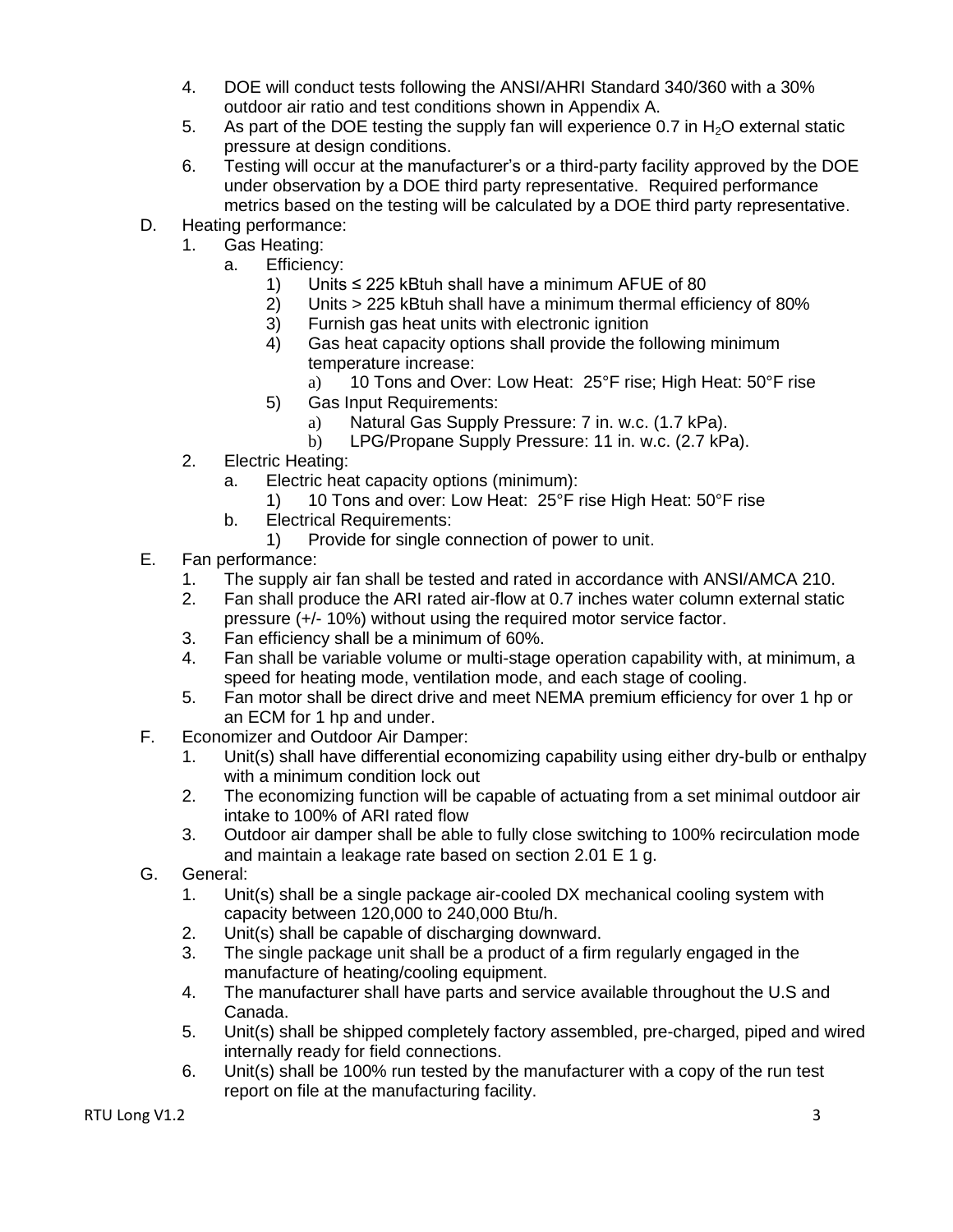4. DOE will conduct tests following the ANSI/AHRI Standard 340/360 with a 30% outdoor air ratio and test conditions shown in Appendix A.
5. As part of the DOE testing the supply fan will experience 0.7 in $H_2O$ external static pressure at design conditions.
6. Testing will occur at the manufacturer's or a third-party facility approved by the DOE under observation by a DOE third party representative. Required performance metrics based on the testing will be calculated by a DOE third party representative.

D. Heating performance:
   1. Gas Heating:
      a. Efficiency:
         1) Units ≤ 225 kBtuh shall have a minimum AFUE of 80
         2) Units > 225 kBtuh shall have a minimum thermal efficiency of 80%
         3) Furnish gas heat units with electronic ignition
         4) Gas heat capacity options shall provide the following minimum temperature increase:
            a) 10 Tons and Over: Low Heat: 25°F rise; High Heat: 50°F rise
         5) Gas Input Requirements:
            a) Natural Gas Supply Pressure: 7 in. w.c. (1.7 kPa).
            b) LPG/Propane Supply Pressure: 11 in. w.c. (2.7 kPa).
   2. Electric Heating:
      a. Electric heat capacity options (minimum):
         1) 10 Tons and over: Low Heat: 25°F rise High Heat: 50°F rise
      b. Electrical Requirements:
         1) Provide for single connection of power to unit.

E. Fan performance:
   1. The supply air fan shall be tested and rated in accordance with ANSI/AMCA 210.
   2. Fan shall produce the ARI rated air-flow at 0.7 inches water column external static pressure (+/- 10%) without using the required motor service factor.
   3. Fan efficiency shall be a minimum of 60%.
   4. Fan shall be variable volume or multi-stage operation capability with, at minimum, a speed for heating mode, ventilation mode, and each stage of cooling.
   5. Fan motor shall be direct drive and meet NEMA premium efficiency for over 1 hp or an ECM for 1 hp and under.

F. Economizer and Outdoor Air Damper:
   1. Unit(s) shall have differential economizing capability using either dry-bulb or enthalpy with a minimum condition lock out
   2. The economizing function will be capable of actuating from a set minimal outdoor air intake to 100% of ARI rated flow
   3. Outdoor air damper shall be able to fully close switching to 100% recirculation mode and maintain a leakage rate based on section 2.01 E 1 g.

G. General:
   1. Unit(s) shall be a single package air-cooled DX mechanical cooling system with capacity between 120,000 to 240,000 Btu/h.
   2. Unit(s) shall be capable of discharging downward.
   3. The single package unit shall be a product of a firm regularly engaged in the manufacture of heating/cooling equipment.
   4. The manufacturer shall have parts and service available throughout the U.S and Canada.
   5. Unit(s) shall be shipped completely factory assembled, pre-charged, piped and wired internally ready for field connections.
   6. Unit(s) shall be 100% run tested by the manufacturer with a copy of the run test report on file at the manufacturing facility.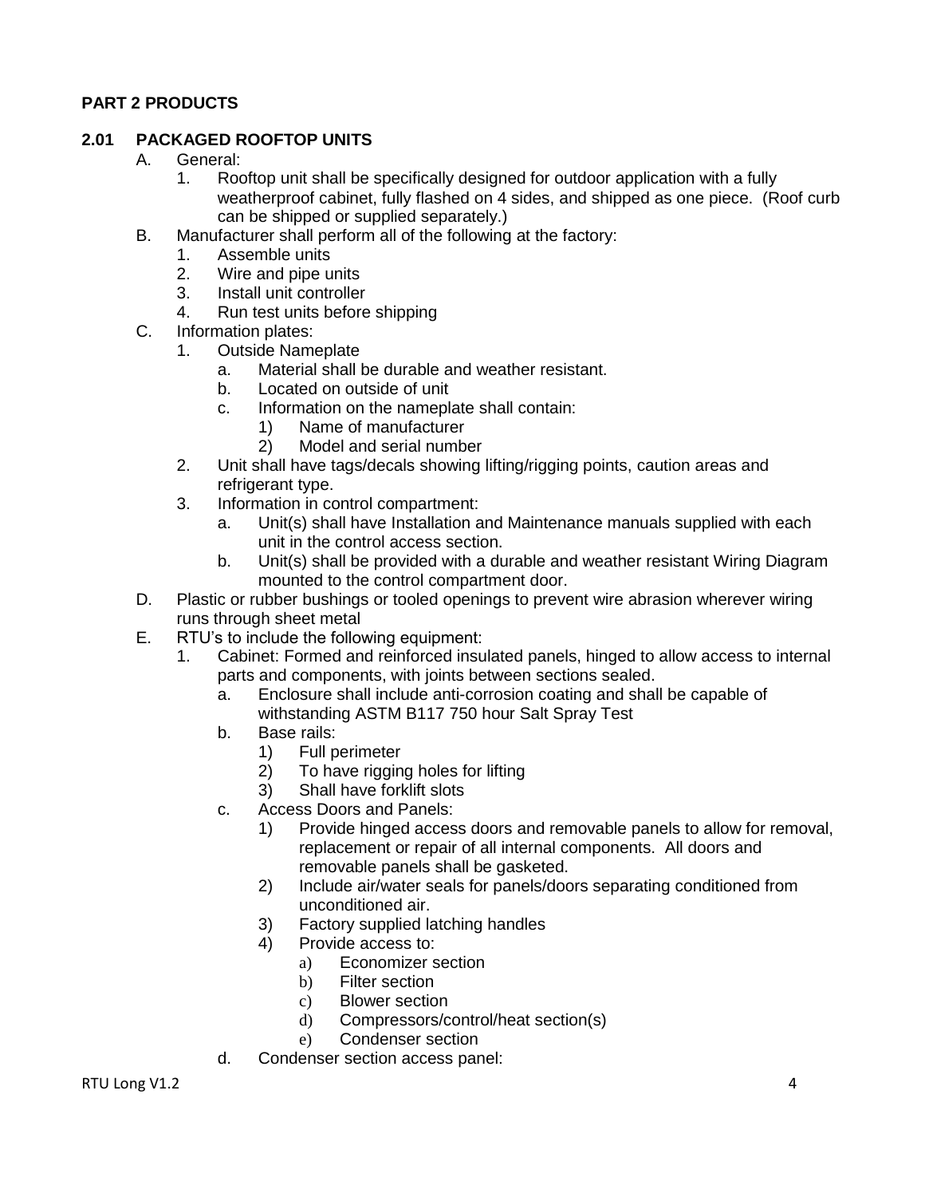## PART 2 PRODUCTS

### 2.01 PACKAGED ROOFTOP UNITS

A. General:
   1. Rooftop unit shall be specifically designed for outdoor application with a fully weatherproof cabinet, fully flashed on 4 sides, and shipped as one piece. (Roof curb can be shipped or supplied separately.)

B. Manufacturer shall perform all of the following at the factory:
   1. Assemble units
   2. Wire and pipe units
   3. Install unit controller
   4. Run test units before shipping

C. Information plates:
   1. Outside Nameplate
      a. Material shall be durable and weather resistant.
      b. Located on outside of unit
      c. Information on the nameplate shall contain:
         1) Name of manufacturer
         2) Model and serial number
   2. Unit shall have tags/decals showing lifting/rigging points, caution areas and refrigerant type.
   3. Information in control compartment:
      a. Unit(s) shall have Installation and Maintenance manuals supplied with each unit in the control access section.
      b. Unit(s) shall be provided with a durable and weather resistant Wiring Diagram mounted to the control compartment door.

D. Plastic or rubber bushings or tooled openings to prevent wire abrasion wherever wiring runs through sheet metal

E. RTU's to include the following equipment:
   1. Cabinet: Formed and reinforced insulated panels, hinged to allow access to internal parts and components, with joints between sections sealed.
      a. Enclosure shall include anti-corrosion coating and shall be capable of withstanding ASTM B117 750 hour Salt Spray Test
      b. Base rails:
         1) Full perimeter
         2) To have rigging holes for lifting
         3) Shall have forklift slots
      c. Access Doors and Panels:
         1) Provide hinged access doors and removable panels to allow for removal, replacement or repair of all internal components. All doors and removable panels shall be gasketed.
         2) Include air/water seals for panels/doors separating conditioned from unconditioned air.
         3) Factory supplied latching handles
         4) Provide access to:
            a) Economizer section
            b) Filter section
            c) Blower section
            d) Compressors/control/heat section(s)
            e) Condenser section
      d. Condenser section access panel: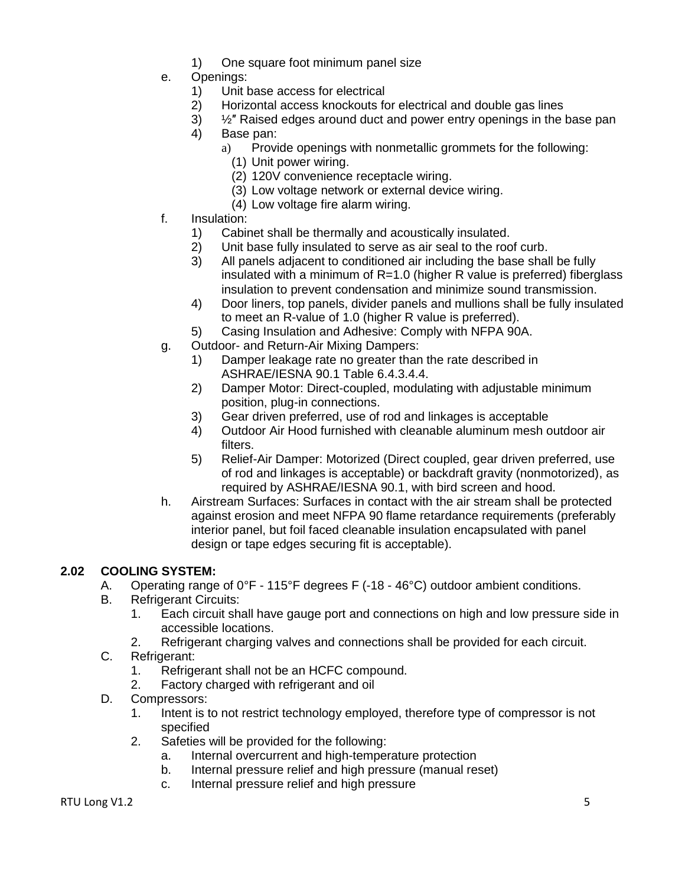1) One square foot minimum panel size

e. Openings:
   1) Unit base access for electrical
   2) Horizontal access knockouts for electrical and double gas lines
   3) ½″ Raised edges around duct and power entry openings in the base pan
   4) Base pan:
      a) Provide openings with nonmetallic grommets for the following:
         (1) Unit power wiring.
         (2) 120V convenience receptacle wiring.
         (3) Low voltage network or external device wiring.
         (4) Low voltage fire alarm wiring.

f. Insulation:
   1) Cabinet shall be thermally and acoustically insulated.
   2) Unit base fully insulated to serve as air seal to the roof curb.
   3) All panels adjacent to conditioned air including the base shall be fully insulated with a minimum of R=1.0 (higher R value is preferred) fiberglass insulation to prevent condensation and minimize sound transmission.
   4) Door liners, top panels, divider panels and mullions shall be fully insulated to meet an R-value of 1.0 (higher R value is preferred).
   5) Casing Insulation and Adhesive: Comply with NFPA 90A.

g. Outdoor- and Return-Air Mixing Dampers:
   1) Damper leakage rate no greater than the rate described in ASHRAE/IESNA 90.1 Table 6.4.3.4.4.
   2) Damper Motor: Direct-coupled, modulating with adjustable minimum position, plug-in connections.
   3) Gear driven preferred, use of rod and linkages is acceptable
   4) Outdoor Air Hood furnished with cleanable aluminum mesh outdoor air filters.
   5) Relief-Air Damper: Motorized (Direct coupled, gear driven preferred, use of rod and linkages is acceptable) or backdraft gravity (nonmotorized), as required by ASHRAE/IESNA 90.1, with bird screen and hood.

h. Airstream Surfaces: Surfaces in contact with the air stream shall be protected against erosion and meet NFPA 90 flame retardance requirements (preferably interior panel, but foil faced cleanable insulation encapsulated with panel design or tape edges securing fit is acceptable).

## 2.02 COOLING SYSTEM:

A. Operating range of 0°F - 115°F degrees F (-18 - 46°C) outdoor ambient conditions.

B. Refrigerant Circuits:
   1. Each circuit shall have gauge port and connections on high and low pressure side in accessible locations.
   2. Refrigerant charging valves and connections shall be provided for each circuit.

C. Refrigerant:
   1. Refrigerant shall not be an HCFC compound.
   2. Factory charged with refrigerant and oil

D. Compressors:
   1. Intent is to not restrict technology employed, therefore type of compressor is not specified
   2. Safeties will be provided for the following:
      a. Internal overcurrent and high-temperature protection
      b. Internal pressure relief and high pressure (manual reset)
      c. Internal pressure relief and high pressure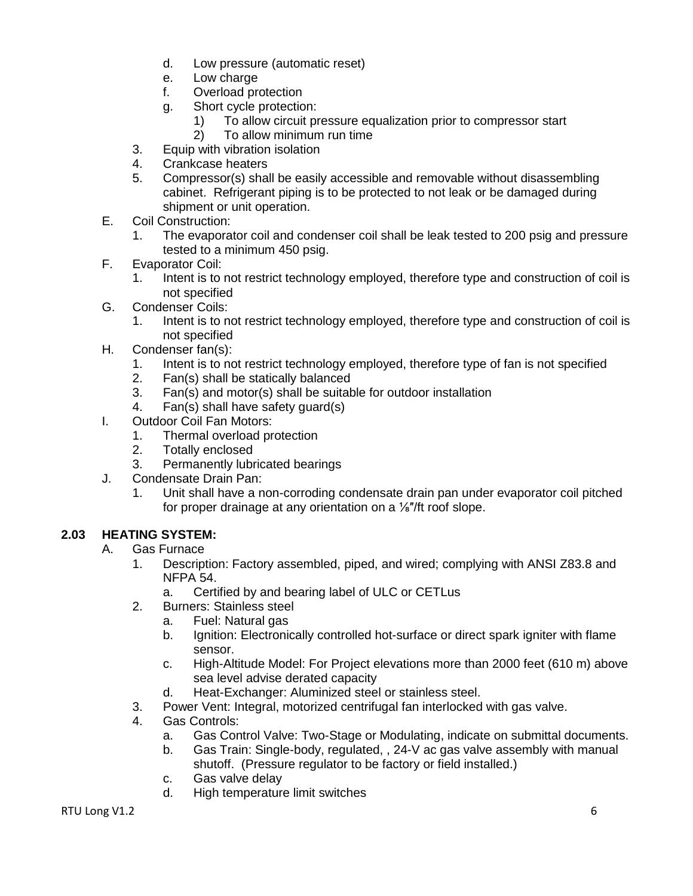d. Low pressure (automatic reset)
e. Low charge
f. Overload protection
g. Short cycle protection:
    1) To allow circuit pressure equalization prior to compressor start
    2) To allow minimum run time

3. Equip with vibration isolation
4. Crankcase heaters
5. Compressor(s) shall be easily accessible and removable without disassembling cabinet. Refrigerant piping is to be protected to not leak or be damaged during shipment or unit operation.

E. Coil Construction:
   1. The evaporator coil and condenser coil shall be leak tested to 200 psig and pressure tested to a minimum 450 psig.

F. Evaporator Coil:
   1. Intent is to not restrict technology employed, therefore type and construction of coil is not specified

G. Condenser Coils:
   1. Intent is to not restrict technology employed, therefore type and construction of coil is not specified

H. Condenser fan(s):
   1. Intent is to not restrict technology employed, therefore type of fan is not specified
   2. Fan(s) shall be statically balanced
   3. Fan(s) and motor(s) shall be suitable for outdoor installation
   4. Fan(s) shall have safety guard(s)

I. Outdoor Coil Fan Motors:
   1. Thermal overload protection
   2. Totally enclosed
   3. Permanently lubricated bearings

J. Condensate Drain Pan:
   1. Unit shall have a non-corroding condensate drain pan under evaporator coil pitched for proper drainage at any orientation on a ⅛″/ft roof slope.

**2.03 HEATING SYSTEM:**

A. Gas Furnace
   1. Description: Factory assembled, piped, and wired; complying with ANSI Z83.8 and NFPA 54.
      a. Certified by and bearing label of ULC or CETLus
   2. Burners: Stainless steel
      a. Fuel: Natural gas
      b. Ignition: Electronically controlled hot-surface or direct spark igniter with flame sensor.
      c. High-Altitude Model: For Project elevations more than 2000 feet (610 m) above sea level advise derated capacity
      d. Heat-Exchanger: Aluminized steel or stainless steel.
   3. Power Vent: Integral, motorized centrifugal fan interlocked with gas valve.
   4. Gas Controls:
      a. Gas Control Valve: Two-Stage or Modulating, indicate on submittal documents.
      b. Gas Train: Single-body, regulated, , 24-V ac gas valve assembly with manual shutoff. (Pressure regulator to be factory or field installed.)
      c. Gas valve delay
      d. High temperature limit switches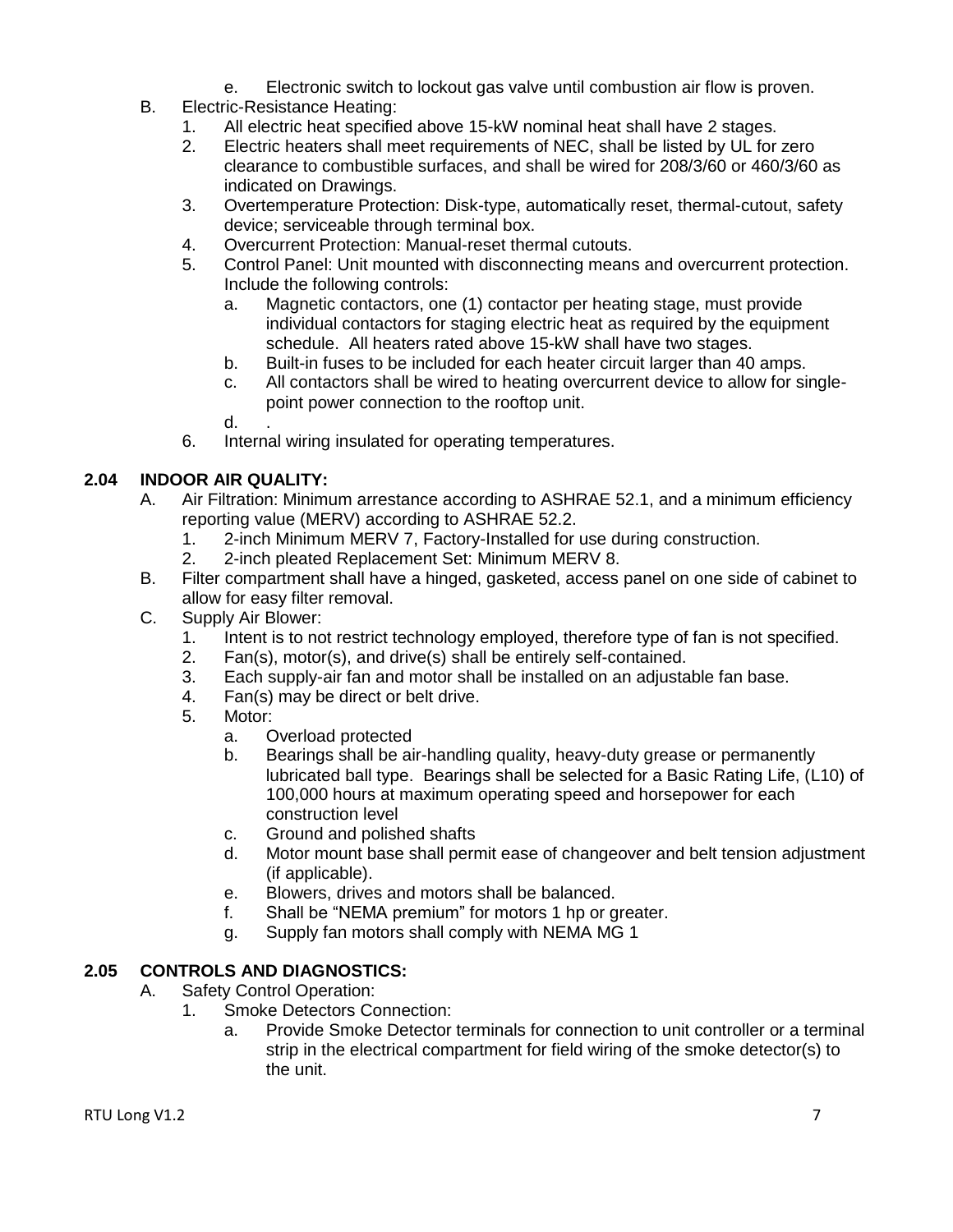e. Electronic switch to lockout gas valve until combustion air flow is proven.

B. Electric-Resistance Heating:
   1. All electric heat specified above 15-kW nominal heat shall have 2 stages.
   2. Electric heaters shall meet requirements of NEC, shall be listed by UL for zero clearance to combustible surfaces, and shall be wired for 208/3/60 or 460/3/60 as indicated on Drawings.
   3. Overtemperature Protection: Disk-type, automatically reset, thermal-cutout, safety device; serviceable through terminal box.
   4. Overcurrent Protection: Manual-reset thermal cutouts.
   5. Control Panel: Unit mounted with disconnecting means and overcurrent protection. Include the following controls:
      a. Magnetic contactors, one (1) contactor per heating stage, must provide individual contactors for staging electric heat as required by the equipment schedule. All heaters rated above 15-kW shall have two stages.
      b. Built-in fuses to be included for each heater circuit larger than 40 amps.
      c. All contactors shall be wired to heating overcurrent device to allow for single-point power connection to the rooftop unit.
      d. .
   6. Internal wiring insulated for operating temperatures.

## 2.04 INDOOR AIR QUALITY:

A. Air Filtration: Minimum arrestance according to ASHRAE 52.1, and a minimum efficiency reporting value (MERV) according to ASHRAE 52.2.
   1. 2-inch Minimum MERV 7, Factory-Installed for use during construction.
   2. 2-inch pleated Replacement Set: Minimum MERV 8.

B. Filter compartment shall have a hinged, gasketed, access panel on one side of cabinet to allow for easy filter removal.

C. Supply Air Blower:
   1. Intent is to not restrict technology employed, therefore type of fan is not specified.
   2. Fan(s), motor(s), and drive(s) shall be entirely self-contained.
   3. Each supply-air fan and motor shall be installed on an adjustable fan base.
   4. Fan(s) may be direct or belt drive.
   5. Motor:
      a. Overload protected
      b. Bearings shall be air-handling quality, heavy-duty grease or permanently lubricated ball type. Bearings shall be selected for a Basic Rating Life, (L10) of 100,000 hours at maximum operating speed and horsepower for each construction level
      c. Ground and polished shafts
      d. Motor mount base shall permit ease of changeover and belt tension adjustment (if applicable).
      e. Blowers, drives and motors shall be balanced.
      f. Shall be "NEMA premium" for motors 1 hp or greater.
      g. Supply fan motors shall comply with NEMA MG 1

## 2.05 CONTROLS AND DIAGNOSTICS:

A. Safety Control Operation:
   1. Smoke Detectors Connection:
      a. Provide Smoke Detector terminals for connection to unit controller or a terminal strip in the electrical compartment for field wiring of the smoke detector(s) to the unit.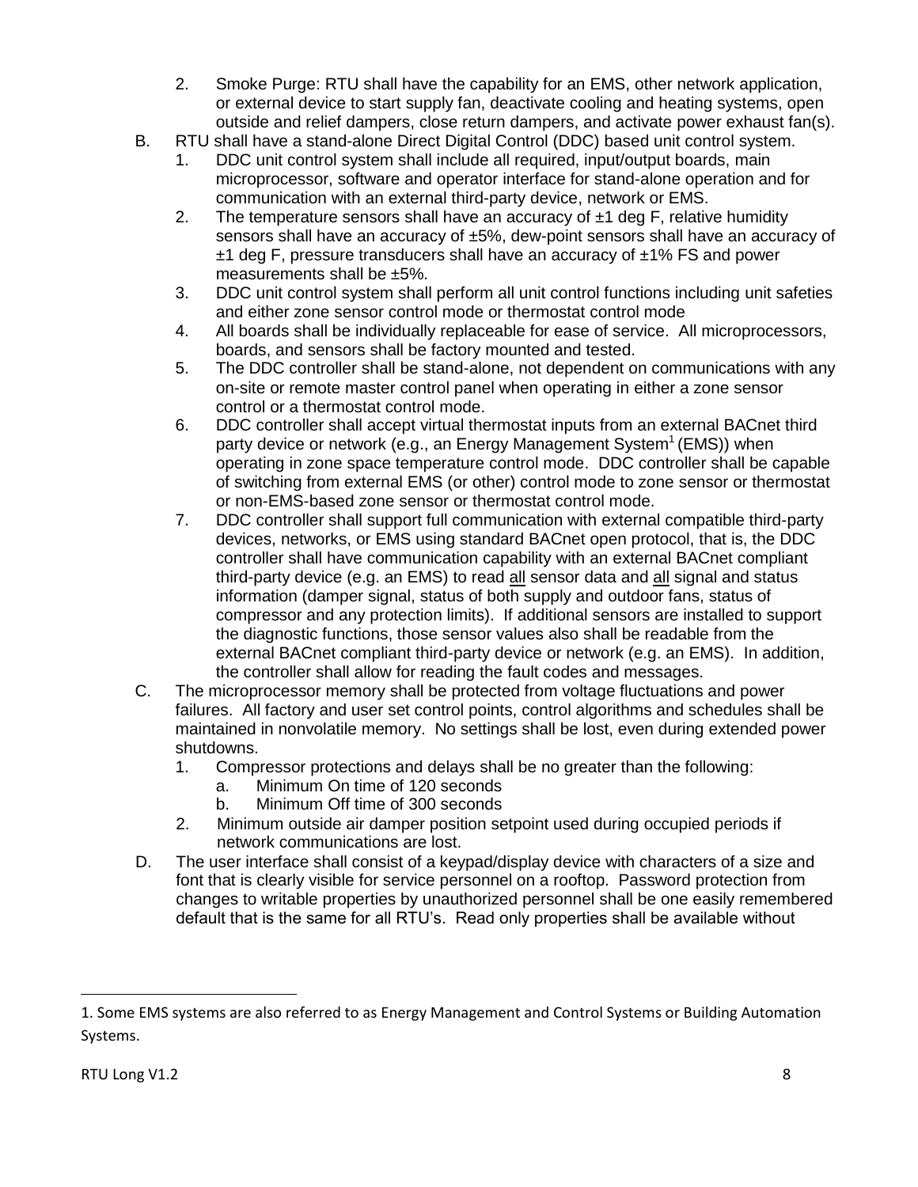2. Smoke Purge: RTU shall have the capability for an EMS, other network application, or external device to start supply fan, deactivate cooling and heating systems, open outside and relief dampers, close return dampers, and activate power exhaust fan(s).

B. RTU shall have a stand-alone Direct Digital Control (DDC) based unit control system.

   1. DDC unit control system shall include all required, input/output boards, main microprocessor, software and operator interface for stand-alone operation and for communication with an external third-party device, network or EMS.
   2. The temperature sensors shall have an accuracy of ±1 deg F, relative humidity sensors shall have an accuracy of ±5%, dew-point sensors shall have an accuracy of ±1 deg F, pressure transducers shall have an accuracy of ±1% FS and power measurements shall be ±5%.
   3. DDC unit control system shall perform all unit control functions including unit safeties and either zone sensor control mode or thermostat control mode
   4. All boards shall be individually replaceable for ease of service. All microprocessors, boards, and sensors shall be factory mounted and tested.
   5. The DDC controller shall be stand-alone, not dependent on communications with any on-site or remote master control panel when operating in either a zone sensor control or a thermostat control mode.
   6. DDC controller shall accept virtual thermostat inputs from an external BACnet third party device or network (e.g., an Energy Management System[1] (EMS)) when operating in zone space temperature control mode. DDC controller shall be capable of switching from external EMS (or other) control mode to zone sensor or thermostat or non-EMS-based zone sensor or thermostat control mode.
   7. DDC controller shall support full communication with external compatible third-party devices, networks, or EMS using standard BACnet open protocol, that is, the DDC controller shall have communication capability with an external BACnet compliant third-party device (e.g. an EMS) to read <u>all</u> sensor data and <u>all</u> signal and status information (damper signal, status of both supply and outdoor fans, status of compressor and any protection limits). If additional sensors are installed to support the diagnostic functions, those sensor values also shall be readable from the external BACnet compliant third-party device or network (e.g. an EMS). In addition, the controller shall allow for reading the fault codes and messages.

C. The microprocessor memory shall be protected from voltage fluctuations and power failures. All factory and user set control points, control algorithms and schedules shall be maintained in nonvolatile memory. No settings shall be lost, even during extended power shutdowns.

   1. Compressor protections and delays shall be no greater than the following:
      a. Minimum On time of 120 seconds
      b. Minimum Off time of 300 seconds
   2. Minimum outside air damper position setpoint used during occupied periods if network communications are lost.

D. The user interface shall consist of a keypad/display device with characters of a size and font that is clearly visible for service personnel on a rooftop. Password protection from changes to writable properties by unauthorized personnel shall be one easily remembered default that is the same for all RTU's. Read only properties shall be available without

---

1. Some EMS systems are also referred to as Energy Management and Control Systems or Building Automation Systems.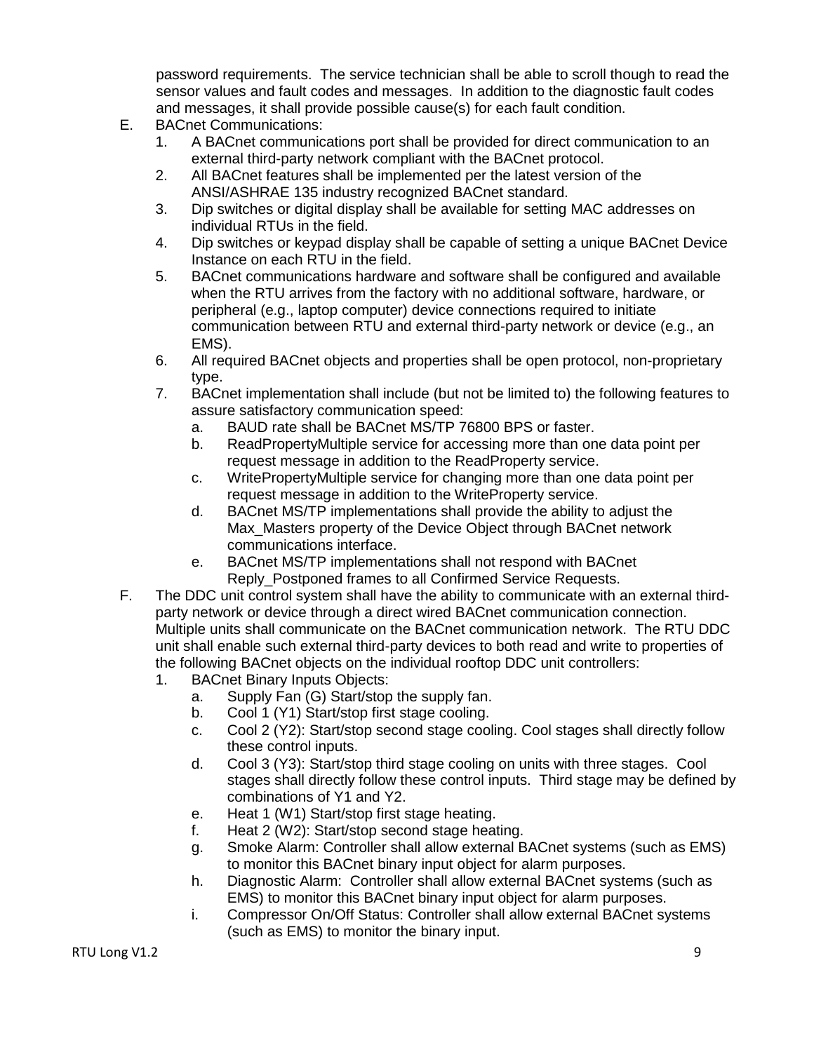password requirements. The service technician shall be able to scroll though to read the sensor values and fault codes and messages. In addition to the diagnostic fault codes and messages, it shall provide possible cause(s) for each fault condition.

E. BACnet Communications:
   1. A BACnet communications port shall be provided for direct communication to an external third-party network compliant with the BACnet protocol.
   2. All BACnet features shall be implemented per the latest version of the ANSI/ASHRAE 135 industry recognized BACnet standard.
   3. Dip switches or digital display shall be available for setting MAC addresses on individual RTUs in the field.
   4. Dip switches or keypad display shall be capable of setting a unique BACnet Device Instance on each RTU in the field.
   5. BACnet communications hardware and software shall be configured and available when the RTU arrives from the factory with no additional software, hardware, or peripheral (e.g., laptop computer) device connections required to initiate communication between RTU and external third-party network or device (e.g., an EMS).
   6. All required BACnet objects and properties shall be open protocol, non-proprietary type.
   7. BACnet implementation shall include (but not be limited to) the following features to assure satisfactory communication speed:
      a. BAUD rate shall be BACnet MS/TP 76800 BPS or faster.
      b. ReadPropertyMultiple service for accessing more than one data point per request message in addition to the ReadProperty service.
      c. WritePropertyMultiple service for changing more than one data point per request message in addition to the WriteProperty service.
      d. BACnet MS/TP implementations shall provide the ability to adjust the Max_Masters property of the Device Object through BACnet network communications interface.
      e. BACnet MS/TP implementations shall not respond with BACnet Reply_Postponed frames to all Confirmed Service Requests.

F. The DDC unit control system shall have the ability to communicate with an external third-party network or device through a direct wired BACnet communication connection. Multiple units shall communicate on the BACnet communication network. The RTU DDC unit shall enable such external third-party devices to both read and write to properties of the following BACnet objects on the individual rooftop DDC unit controllers:
   1. BACnet Binary Inputs Objects:
      a. Supply Fan (G) Start/stop the supply fan.
      b. Cool 1 (Y1) Start/stop first stage cooling.
      c. Cool 2 (Y2): Start/stop second stage cooling. Cool stages shall directly follow these control inputs.
      d. Cool 3 (Y3): Start/stop third stage cooling on units with three stages. Cool stages shall directly follow these control inputs. Third stage may be defined by combinations of Y1 and Y2.
      e. Heat 1 (W1) Start/stop first stage heating.
      f. Heat 2 (W2): Start/stop second stage heating.
      g. Smoke Alarm: Controller shall allow external BACnet systems (such as EMS) to monitor this BACnet binary input object for alarm purposes.
      h. Diagnostic Alarm: Controller shall allow external BACnet systems (such as EMS) to monitor this BACnet binary input object for alarm purposes.
      i. Compressor On/Off Status: Controller shall allow external BACnet systems (such as EMS) to monitor the binary input.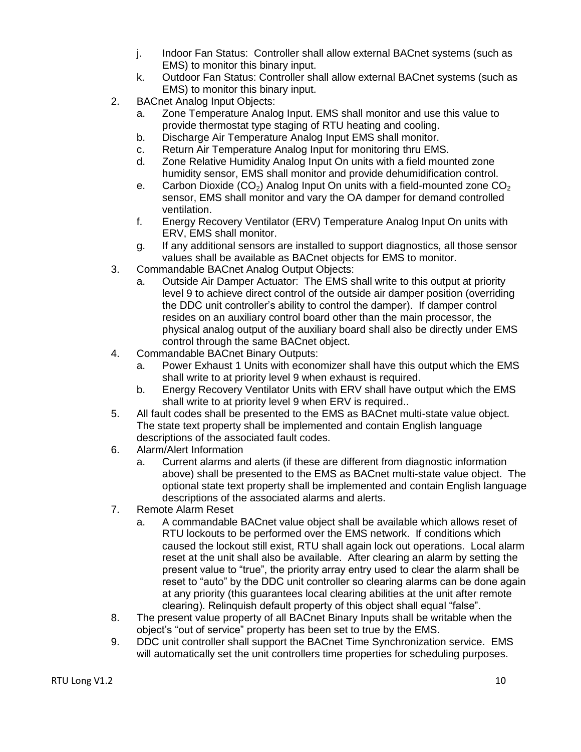j. Indoor Fan Status: Controller shall allow external BACnet systems (such as EMS) to monitor this binary input.
   k. Outdoor Fan Status: Controller shall allow external BACnet systems (such as EMS) to monitor this binary input.
2. BACnet Analog Input Objects:
   a. Zone Temperature Analog Input. EMS shall monitor and use this value to provide thermostat type staging of RTU heating and cooling.
   b. Discharge Air Temperature Analog Input EMS shall monitor.
   c. Return Air Temperature Analog Input for monitoring thru EMS.
   d. Zone Relative Humidity Analog Input On units with a field mounted zone humidity sensor, EMS shall monitor and provide dehumidification control.
   e. Carbon Dioxide ($CO_2$) Analog Input On units with a field-mounted zone $CO_2$ sensor, EMS shall monitor and vary the OA damper for demand controlled ventilation.
   f. Energy Recovery Ventilator (ERV) Temperature Analog Input On units with ERV, EMS shall monitor.
   g. If any additional sensors are installed to support diagnostics, all those sensor values shall be available as BACnet objects for EMS to monitor.
3. Commandable BACnet Analog Output Objects:
   a. Outside Air Damper Actuator: The EMS shall write to this output at priority level 9 to achieve direct control of the outside air damper position (overriding the DDC unit controller's ability to control the damper). If damper control resides on an auxiliary control board other than the main processor, the physical analog output of the auxiliary board shall also be directly under EMS control through the same BACnet object.
4. Commandable BACnet Binary Outputs:
   a. Power Exhaust 1 Units with economizer shall have this output which the EMS shall write to at priority level 9 when exhaust is required.
   b. Energy Recovery Ventilator Units with ERV shall have output which the EMS shall write to at priority level 9 when ERV is required..
5. All fault codes shall be presented to the EMS as BACnet multi-state value object. The state text property shall be implemented and contain English language descriptions of the associated fault codes.
6. Alarm/Alert Information
   a. Current alarms and alerts (if these are different from diagnostic information above) shall be presented to the EMS as BACnet multi-state value object. The optional state text property shall be implemented and contain English language descriptions of the associated alarms and alerts.
7. Remote Alarm Reset
   a. A commandable BACnet value object shall be available which allows reset of RTU lockouts to be performed over the EMS network. If conditions which caused the lockout still exist, RTU shall again lock out operations. Local alarm reset at the unit shall also be available. After clearing an alarm by setting the present value to "true", the priority array entry used to clear the alarm shall be reset to "auto" by the DDC unit controller so clearing alarms can be done again at any priority (this guarantees local clearing abilities at the unit after remote clearing). Relinquish default property of this object shall equal "false".
8. The present value property of all BACnet Binary Inputs shall be writable when the object's "out of service" property has been set to true by the EMS.
9. DDC unit controller shall support the BACnet Time Synchronization service. EMS will automatically set the unit controllers time properties for scheduling purposes.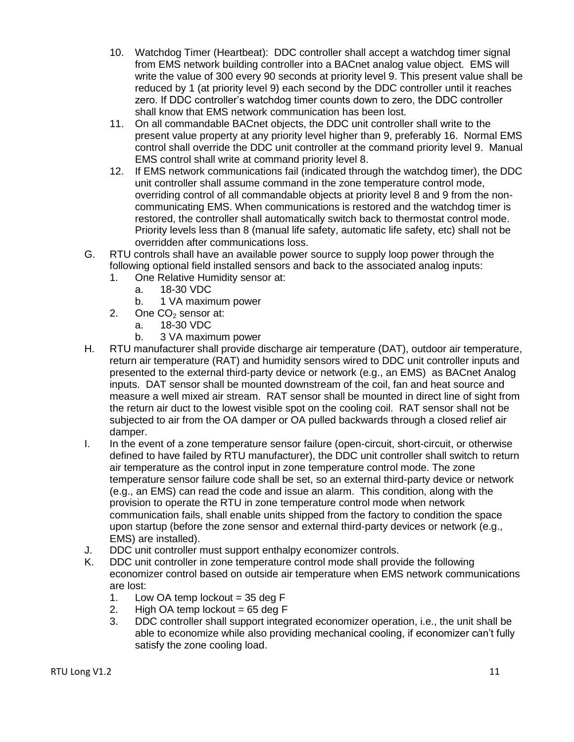10. Watchdog Timer (Heartbeat): DDC controller shall accept a watchdog timer signal from EMS network building controller into a BACnet analog value object. EMS will write the value of 300 every 90 seconds at priority level 9. This present value shall be reduced by 1 (at priority level 9) each second by the DDC controller until it reaches zero. If DDC controller's watchdog timer counts down to zero, the DDC controller shall know that EMS network communication has been lost.
11. On all commandable BACnet objects, the DDC unit controller shall write to the present value property at any priority level higher than 9, preferably 16. Normal EMS control shall override the DDC unit controller at the command priority level 9. Manual EMS control shall write at command priority level 8.
12. If EMS network communications fail (indicated through the watchdog timer), the DDC unit controller shall assume command in the zone temperature control mode, overriding control of all commandable objects at priority level 8 and 9 from the non-communicating EMS. When communications is restored and the watchdog timer is restored, the controller shall automatically switch back to thermostat control mode. Priority levels less than 8 (manual life safety, automatic life safety, etc) shall not be overridden after communications loss.

G. RTU controls shall have an available power source to supply loop power through the following optional field installed sensors and back to the associated analog inputs:
   1. One Relative Humidity sensor at:
      a. 18-30 VDC
      b. 1 VA maximum power
   2. One $CO_2$ sensor at:
      a. 18-30 VDC
      b. 3 VA maximum power

H. RTU manufacturer shall provide discharge air temperature (DAT), outdoor air temperature, return air temperature (RAT) and humidity sensors wired to DDC unit controller inputs and presented to the external third-party device or network (e.g., an EMS) as BACnet Analog inputs. DAT sensor shall be mounted downstream of the coil, fan and heat source and measure a well mixed air stream. RAT sensor shall be mounted in direct line of sight from the return air duct to the lowest visible spot on the cooling coil. RAT sensor shall not be subjected to air from the OA damper or OA pulled backwards through a closed relief air damper.

I. In the event of a zone temperature sensor failure (open-circuit, short-circuit, or otherwise defined to have failed by RTU manufacturer), the DDC unit controller shall switch to return air temperature as the control input in zone temperature control mode. The zone temperature sensor failure code shall be set, so an external third-party device or network (e.g., an EMS) can read the code and issue an alarm. This condition, along with the provision to operate the RTU in zone temperature control mode when network communication fails, shall enable units shipped from the factory to condition the space upon startup (before the zone sensor and external third-party devices or network (e.g., EMS) are installed).

J. DDC unit controller must support enthalpy economizer controls.

K. DDC unit controller in zone temperature control mode shall provide the following economizer control based on outside air temperature when EMS network communications are lost:
   1. Low OA temp lockout = 35 deg F
   2. High OA temp lockout = 65 deg F
   3. DDC controller shall support integrated economizer operation, i.e., the unit shall be able to economize while also providing mechanical cooling, if economizer can't fully satisfy the zone cooling load.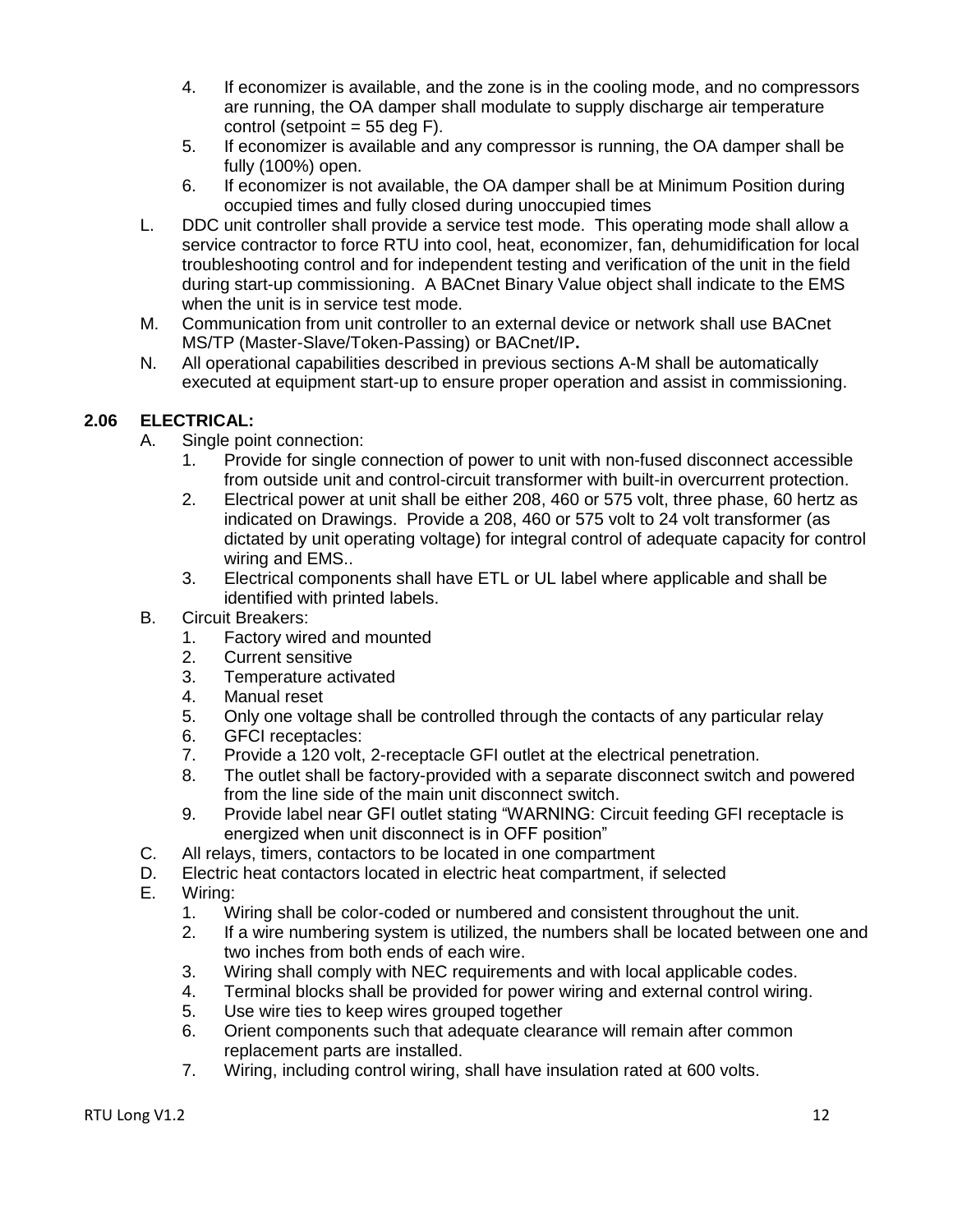4. If economizer is available, and the zone is in the cooling mode, and no compressors are running, the OA damper shall modulate to supply discharge air temperature control (setpoint = 55 deg F).
5. If economizer is available and any compressor is running, the OA damper shall be fully (100%) open.
6. If economizer is not available, the OA damper shall be at Minimum Position during occupied times and fully closed during unoccupied times

L. DDC unit controller shall provide a service test mode. This operating mode shall allow a service contractor to force RTU into cool, heat, economizer, fan, dehumidification for local troubleshooting control and for independent testing and verification of the unit in the field during start-up commissioning. A BACnet Binary Value object shall indicate to the EMS when the unit is in service test mode.

M. Communication from unit controller to an external device or network shall use BACnet MS/TP (Master-Slave/Token-Passing) or BACnet/IP**.**

N. All operational capabilities described in previous sections A-M shall be automatically executed at equipment start-up to ensure proper operation and assist in commissioning.

## 2.06 ELECTRICAL:

A. Single point connection:
1. Provide for single connection of power to unit with non-fused disconnect accessible from outside unit and control-circuit transformer with built-in overcurrent protection.
2. Electrical power at unit shall be either 208, 460 or 575 volt, three phase, 60 hertz as indicated on Drawings. Provide a 208, 460 or 575 volt to 24 volt transformer (as dictated by unit operating voltage) for integral control of adequate capacity for control wiring and EMS..
3. Electrical components shall have ETL or UL label where applicable and shall be identified with printed labels.

B. Circuit Breakers:
1. Factory wired and mounted
2. Current sensitive
3. Temperature activated
4. Manual reset
5. Only one voltage shall be controlled through the contacts of any particular relay
6. GFCI receptacles:
7. Provide a 120 volt, 2-receptacle GFI outlet at the electrical penetration.
8. The outlet shall be factory-provided with a separate disconnect switch and powered from the line side of the main unit disconnect switch.
9. Provide label near GFI outlet stating “WARNING: Circuit feeding GFI receptacle is energized when unit disconnect is in OFF position”

C. All relays, timers, contactors to be located in one compartment

D. Electric heat contactors located in electric heat compartment, if selected

E. Wiring:
1. Wiring shall be color-coded or numbered and consistent throughout the unit.
2. If a wire numbering system is utilized, the numbers shall be located between one and two inches from both ends of each wire.
3. Wiring shall comply with NEC requirements and with local applicable codes.
4. Terminal blocks shall be provided for power wiring and external control wiring.
5. Use wire ties to keep wires grouped together
6. Orient components such that adequate clearance will remain after common replacement parts are installed.
7. Wiring, including control wiring, shall have insulation rated at 600 volts.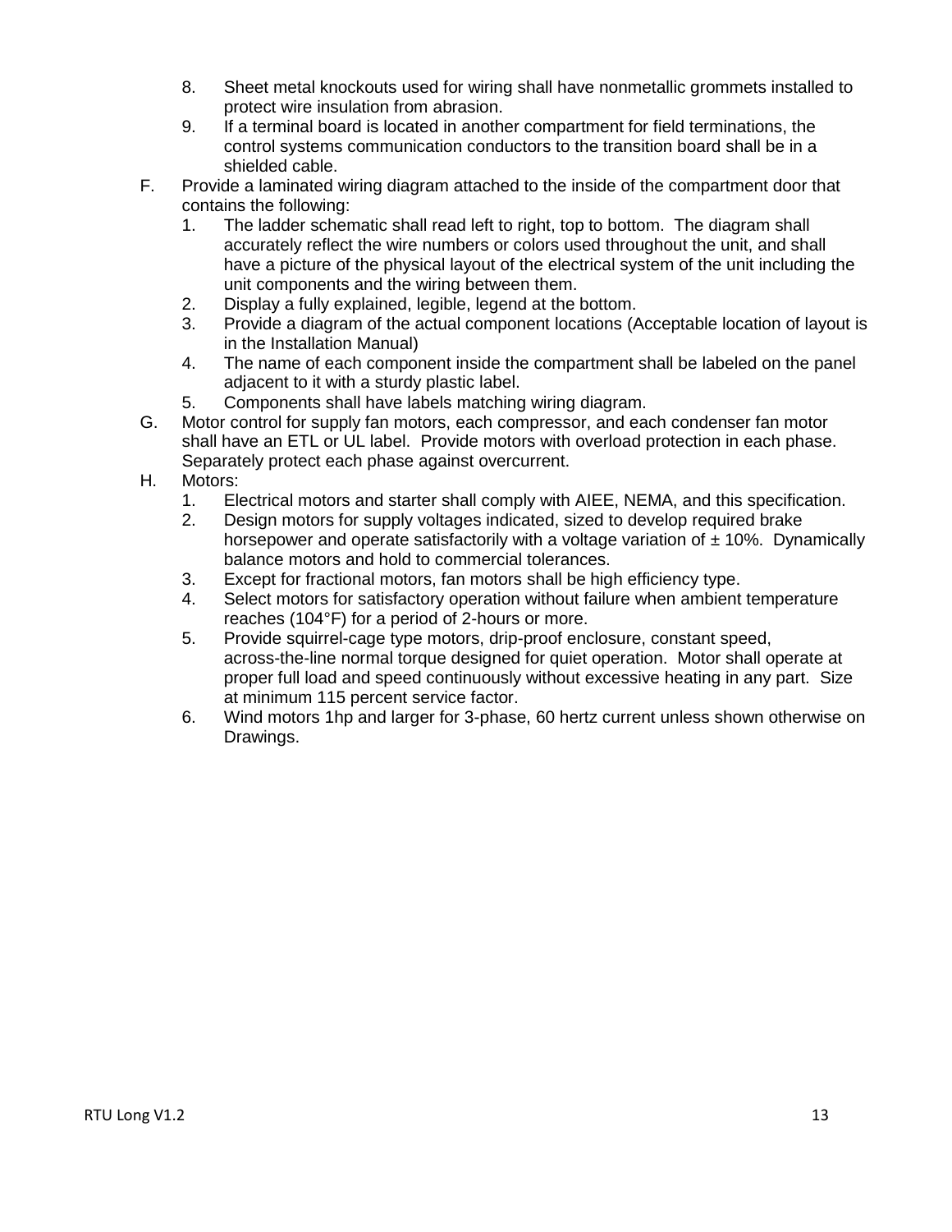8. Sheet metal knockouts used for wiring shall have nonmetallic grommets installed to protect wire insulation from abrasion.
9. If a terminal board is located in another compartment for field terminations, the control systems communication conductors to the transition board shall be in a shielded cable.

F. Provide a laminated wiring diagram attached to the inside of the compartment door that contains the following:
   1. The ladder schematic shall read left to right, top to bottom. The diagram shall accurately reflect the wire numbers or colors used throughout the unit, and shall have a picture of the physical layout of the electrical system of the unit including the unit components and the wiring between them.
   2. Display a fully explained, legible, legend at the bottom.
   3. Provide a diagram of the actual component locations (Acceptable location of layout is in the Installation Manual)
   4. The name of each component inside the compartment shall be labeled on the panel adjacent to it with a sturdy plastic label.
   5. Components shall have labels matching wiring diagram.

G. Motor control for supply fan motors, each compressor, and each condenser fan motor shall have an ETL or UL label. Provide motors with overload protection in each phase. Separately protect each phase against overcurrent.

H. Motors:
   1. Electrical motors and starter shall comply with AIEE, NEMA, and this specification.
   2. Design motors for supply voltages indicated, sized to develop required brake horsepower and operate satisfactorily with a voltage variation of ± 10%. Dynamically balance motors and hold to commercial tolerances.
   3. Except for fractional motors, fan motors shall be high efficiency type.
   4. Select motors for satisfactory operation without failure when ambient temperature reaches (104°F) for a period of 2-hours or more.
   5. Provide squirrel-cage type motors, drip-proof enclosure, constant speed, across-the-line normal torque designed for quiet operation. Motor shall operate at proper full load and speed continuously without excessive heating in any part. Size at minimum 115 percent service factor.
   6. Wind motors 1hp and larger for 3-phase, 60 hertz current unless shown otherwise on Drawings.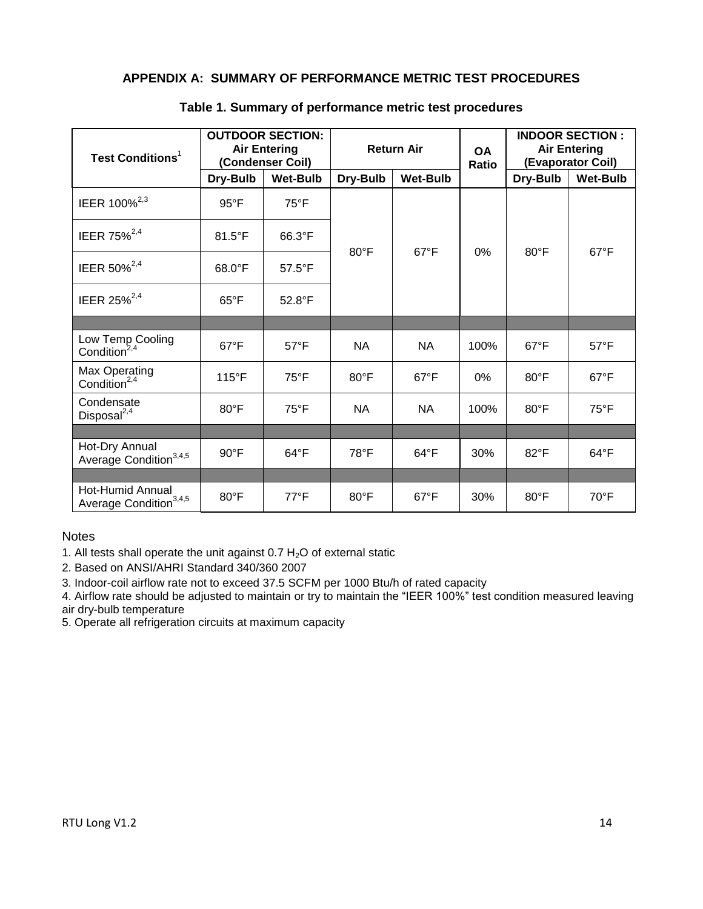**APPENDIX A: SUMMARY OF PERFORMANCE METRIC TEST PROCEDURES**

**Table 1. Summary of performance metric test procedures**

| Test Conditions[1] | OUTDOOR SECTION: Air Entering (Condenser Coil) | | Return Air | | OA Ratio | INDOOR SECTION : Air Entering (Evaporator Coil) | |
|---|---|---|---|---|---|---|---|
| | Dry-Bulb | Wet-Bulb | Dry-Bulb | Wet-Bulb | | Dry-Bulb | Wet-Bulb |
| IEER 100%[2,3] | 95°F | 75°F | 80°F | 67°F | 0% | 80°F | 67°F |
| IEER 75%[2,4] | 81.5°F | 66.3°F | | | | | |
| IEER 50%[2,4] | 68.0°F | 57.5°F | | | | | |
| IEER 25%[2,4] | 65°F | 52.8°F | | | | | |
| | | | | | | | |
| Low Temp Cooling Condition[2,4] | 67°F | 57°F | NA | NA | 100% | 67°F | 57°F |
| Max Operating Condition[2,4] | 115°F | 75°F | 80°F | 67°F | 0% | 80°F | 67°F |
| Condensate Disposal[2,4] | 80°F | 75°F | NA | NA | 100% | 80°F | 75°F |
| | | | | | | | |
| Hot-Dry Annual Average Condition[3,4,5] | 90°F | 64°F | 78°F | 64°F | 30% | 82°F | 64°F |
| | | | | | | | |
| Hot-Humid Annual Average Condition[3,4,5] | 80°F | 77°F | 80°F | 67°F | 30% | 80°F | 70°F |

Notes

1. All tests shall operate the unit against 0.7 $H_2O$ of external static
2. Based on ANSI/AHRI Standard 340/360 2007
3. Indoor-coil airflow rate not to exceed 37.5 SCFM per 1000 Btu/h of rated capacity
4. Airflow rate should be adjusted to maintain or try to maintain the "IEER 100%" test condition measured leaving air dry-bulb temperature
5. Operate all refrigeration circuits at maximum capacity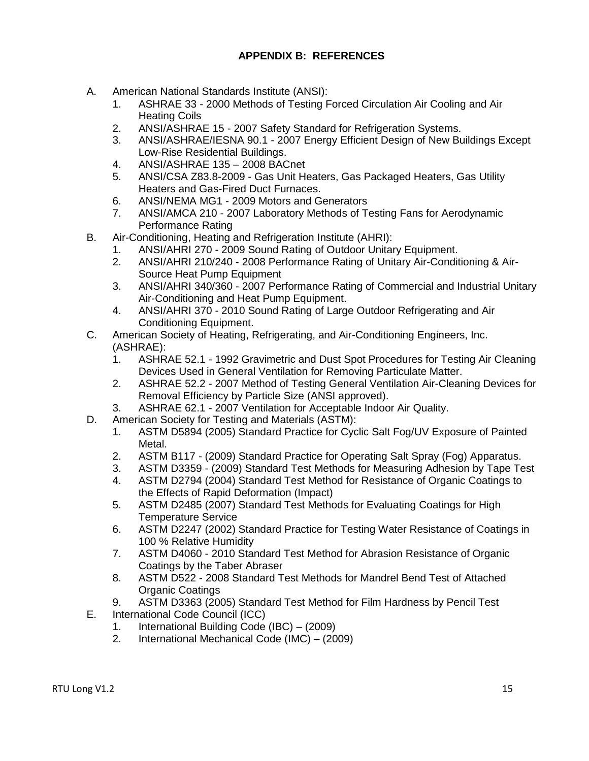## APPENDIX B: REFERENCES

A. American National Standards Institute (ANSI):
   1. ASHRAE 33 - 2000 Methods of Testing Forced Circulation Air Cooling and Air Heating Coils
   2. ANSI/ASHRAE 15 - 2007 Safety Standard for Refrigeration Systems.
   3. ANSI/ASHRAE/IESNA 90.1 - 2007 Energy Efficient Design of New Buildings Except Low-Rise Residential Buildings.
   4. ANSI/ASHRAE 135 – 2008 BACnet
   5. ANSI/CSA Z83.8-2009 - Gas Unit Heaters, Gas Packaged Heaters, Gas Utility Heaters and Gas-Fired Duct Furnaces.
   6. ANSI/NEMA MG1 - 2009 Motors and Generators
   7. ANSI/AMCA 210 - 2007 Laboratory Methods of Testing Fans for Aerodynamic Performance Rating

B. Air-Conditioning, Heating and Refrigeration Institute (AHRI):
   1. ANSI/AHRI 270 - 2009 Sound Rating of Outdoor Unitary Equipment.
   2. ANSI/AHRI 210/240 - 2008 Performance Rating of Unitary Air-Conditioning & Air-Source Heat Pump Equipment
   3. ANSI/AHRI 340/360 - 2007 Performance Rating of Commercial and Industrial Unitary Air-Conditioning and Heat Pump Equipment.
   4. ANSI/AHRI 370 - 2010 Sound Rating of Large Outdoor Refrigerating and Air Conditioning Equipment.

C. American Society of Heating, Refrigerating, and Air-Conditioning Engineers, Inc. (ASHRAE):
   1. ASHRAE 52.1 - 1992 Gravimetric and Dust Spot Procedures for Testing Air Cleaning Devices Used in General Ventilation for Removing Particulate Matter.
   2. ASHRAE 52.2 - 2007 Method of Testing General Ventilation Air-Cleaning Devices for Removal Efficiency by Particle Size (ANSI approved).
   3. ASHRAE 62.1 - 2007 Ventilation for Acceptable Indoor Air Quality.

D. American Society for Testing and Materials (ASTM):
   1. ASTM D5894 (2005) Standard Practice for Cyclic Salt Fog/UV Exposure of Painted Metal.
   2. ASTM B117 - (2009) Standard Practice for Operating Salt Spray (Fog) Apparatus.
   3. ASTM D3359 - (2009) Standard Test Methods for Measuring Adhesion by Tape Test
   4. ASTM D2794 (2004) Standard Test Method for Resistance of Organic Coatings to the Effects of Rapid Deformation (Impact)
   5. ASTM D2485 (2007) Standard Test Methods for Evaluating Coatings for High Temperature Service
   6. ASTM D2247 (2002) Standard Practice for Testing Water Resistance of Coatings in 100 % Relative Humidity
   7. ASTM D4060 - 2010 Standard Test Method for Abrasion Resistance of Organic Coatings by the Taber Abraser
   8. ASTM D522 - 2008 Standard Test Methods for Mandrel Bend Test of Attached Organic Coatings
   9. ASTM D3363 (2005) Standard Test Method for Film Hardness by Pencil Test

E. International Code Council (ICC)
   1. International Building Code (IBC) – (2009)
   2. International Mechanical Code (IMC) – (2009)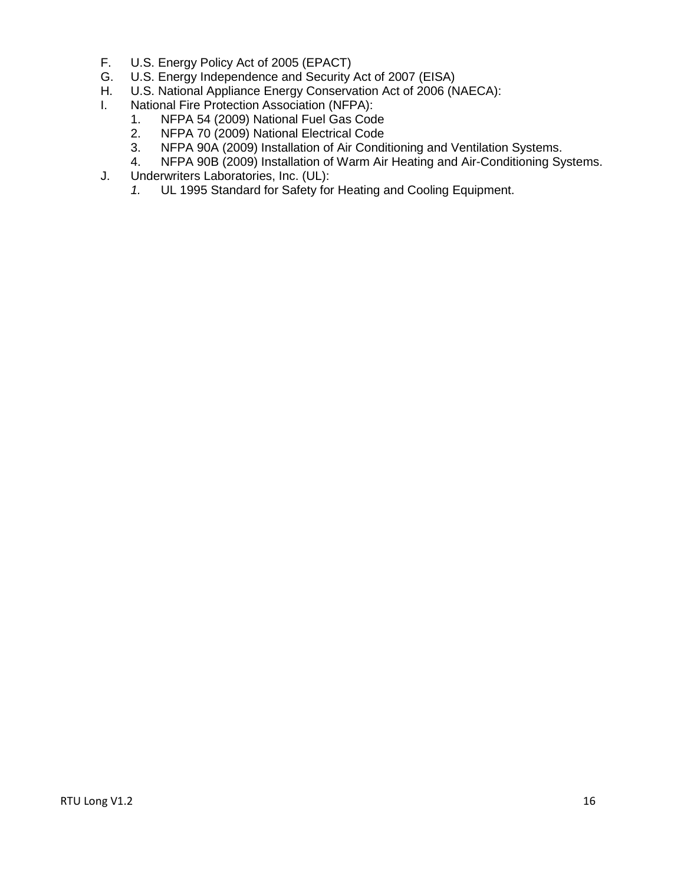F. U.S. Energy Policy Act of 2005 (EPACT)

G. U.S. Energy Independence and Security Act of 2007 (EISA)

H. U.S. National Appliance Energy Conservation Act of 2006 (NAECA):

I. National Fire Protection Association (NFPA):

   1. NFPA 54 (2009) National Fuel Gas Code
   2. NFPA 70 (2009) National Electrical Code
   3. NFPA 90A (2009) Installation of Air Conditioning and Ventilation Systems.
   4. NFPA 90B (2009) Installation of Warm Air Heating and Air-Conditioning Systems.

J. Underwriters Laboratories, Inc. (UL):

   *1.* UL 1995 Standard for Safety for Heating and Cooling Equipment.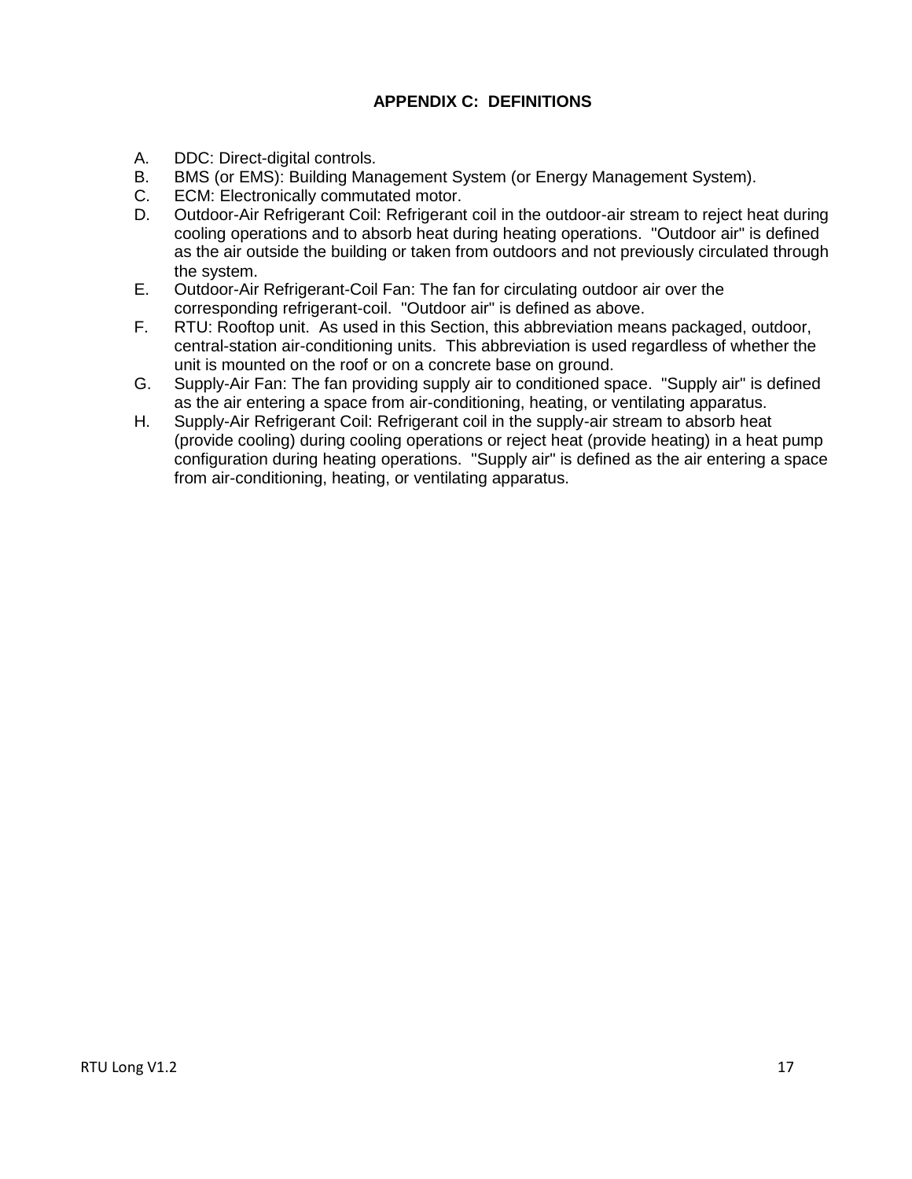## APPENDIX C: DEFINITIONS

A. DDC: Direct-digital controls.

B. BMS (or EMS): Building Management System (or Energy Management System).

C. ECM: Electronically commutated motor.

D. Outdoor-Air Refrigerant Coil: Refrigerant coil in the outdoor-air stream to reject heat during cooling operations and to absorb heat during heating operations. "Outdoor air" is defined as the air outside the building or taken from outdoors and not previously circulated through the system.

E. Outdoor-Air Refrigerant-Coil Fan: The fan for circulating outdoor air over the corresponding refrigerant-coil. "Outdoor air" is defined as above.

F. RTU: Rooftop unit. As used in this Section, this abbreviation means packaged, outdoor, central-station air-conditioning units. This abbreviation is used regardless of whether the unit is mounted on the roof or on a concrete base on ground.

G. Supply-Air Fan: The fan providing supply air to conditioned space. "Supply air" is defined as the air entering a space from air-conditioning, heating, or ventilating apparatus.

H. Supply-Air Refrigerant Coil: Refrigerant coil in the supply-air stream to absorb heat (provide cooling) during cooling operations or reject heat (provide heating) in a heat pump configuration during heating operations. "Supply air" is defined as the air entering a space from air-conditioning, heating, or ventilating apparatus.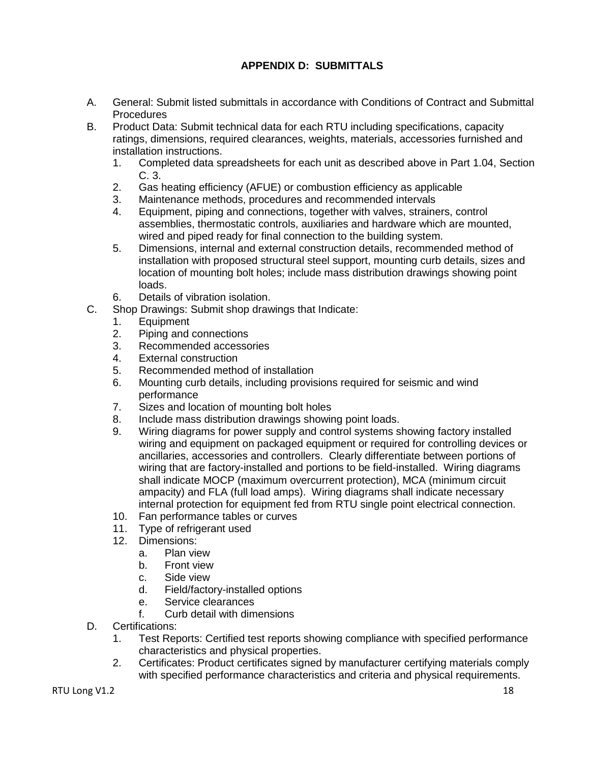# APPENDIX D: SUBMITTALS

A. General: Submit listed submittals in accordance with Conditions of Contract and Submittal Procedures

B. Product Data: Submit technical data for each RTU including specifications, capacity ratings, dimensions, required clearances, weights, materials, accessories furnished and installation instructions.
   1. Completed data spreadsheets for each unit as described above in Part 1.04, Section C. 3.
   2. Gas heating efficiency (AFUE) or combustion efficiency as applicable
   3. Maintenance methods, procedures and recommended intervals
   4. Equipment, piping and connections, together with valves, strainers, control assemblies, thermostatic controls, auxiliaries and hardware which are mounted, wired and piped ready for final connection to the building system.
   5. Dimensions, internal and external construction details, recommended method of installation with proposed structural steel support, mounting curb details, sizes and location of mounting bolt holes; include mass distribution drawings showing point loads.
   6. Details of vibration isolation.

C. Shop Drawings: Submit shop drawings that Indicate:
   1. Equipment
   2. Piping and connections
   3. Recommended accessories
   4. External construction
   5. Recommended method of installation
   6. Mounting curb details, including provisions required for seismic and wind performance
   7. Sizes and location of mounting bolt holes
   8. Include mass distribution drawings showing point loads.
   9. Wiring diagrams for power supply and control systems showing factory installed wiring and equipment on packaged equipment or required for controlling devices or ancillaries, accessories and controllers. Clearly differentiate between portions of wiring that are factory-installed and portions to be field-installed. Wiring diagrams shall indicate MOCP (maximum overcurrent protection), MCA (minimum circuit ampacity) and FLA (full load amps). Wiring diagrams shall indicate necessary internal protection for equipment fed from RTU single point electrical connection.
   10. Fan performance tables or curves
   11. Type of refrigerant used
   12. Dimensions:
       a. Plan view
       b. Front view
       c. Side view
       d. Field/factory-installed options
       e. Service clearances
       f. Curb detail with dimensions

D. Certifications:
   1. Test Reports: Certified test reports showing compliance with specified performance characteristics and physical properties.
   2. Certificates: Product certificates signed by manufacturer certifying materials comply with specified performance characteristics and criteria and physical requirements.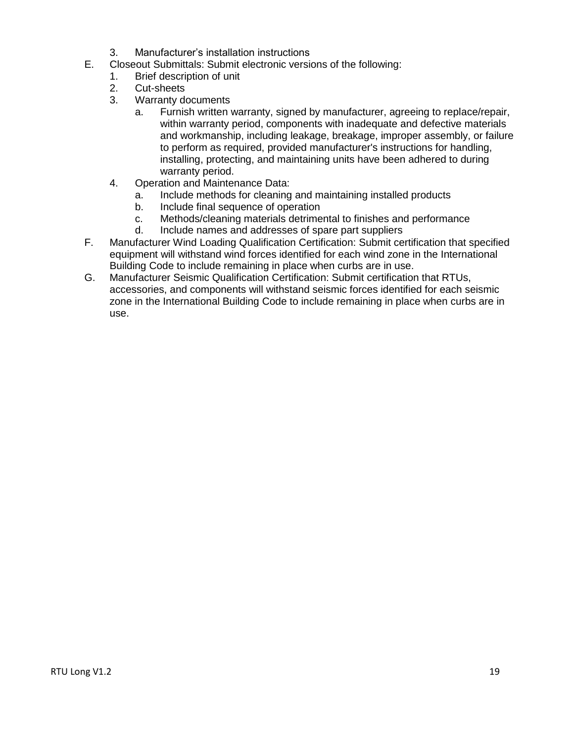3. Manufacturer's installation instructions

E. Closeout Submittals: Submit electronic versions of the following:
   1. Brief description of unit
   2. Cut-sheets
   3. Warranty documents
      a. Furnish written warranty, signed by manufacturer, agreeing to replace/repair, within warranty period, components with inadequate and defective materials and workmanship, including leakage, breakage, improper assembly, or failure to perform as required, provided manufacturer's instructions for handling, installing, protecting, and maintaining units have been adhered to during warranty period.
   4. Operation and Maintenance Data:
      a. Include methods for cleaning and maintaining installed products
      b. Include final sequence of operation
      c. Methods/cleaning materials detrimental to finishes and performance
      d. Include names and addresses of spare part suppliers

F. Manufacturer Wind Loading Qualification Certification: Submit certification that specified equipment will withstand wind forces identified for each wind zone in the International Building Code to include remaining in place when curbs are in use.

G. Manufacturer Seismic Qualification Certification: Submit certification that RTUs, accessories, and components will withstand seismic forces identified for each seismic zone in the International Building Code to include remaining in place when curbs are in use.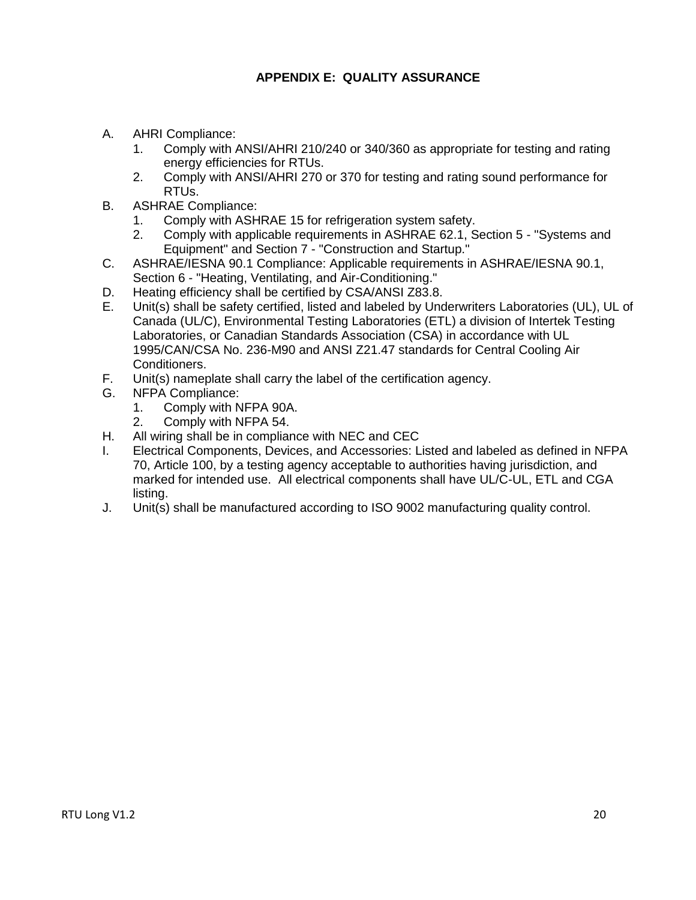## APPENDIX E: QUALITY ASSURANCE

A. AHRI Compliance:
   1. Comply with ANSI/AHRI 210/240 or 340/360 as appropriate for testing and rating energy efficiencies for RTUs.
   2. Comply with ANSI/AHRI 270 or 370 for testing and rating sound performance for RTUs.

B. ASHRAE Compliance:
   1. Comply with ASHRAE 15 for refrigeration system safety.
   2. Comply with applicable requirements in ASHRAE 62.1, Section 5 - "Systems and Equipment" and Section 7 - "Construction and Startup."

C. ASHRAE/IESNA 90.1 Compliance: Applicable requirements in ASHRAE/IESNA 90.1, Section 6 - "Heating, Ventilating, and Air-Conditioning."

D. Heating efficiency shall be certified by CSA/ANSI Z83.8.

E. Unit(s) shall be safety certified, listed and labeled by Underwriters Laboratories (UL), UL of Canada (UL/C), Environmental Testing Laboratories (ETL) a division of Intertek Testing Laboratories, or Canadian Standards Association (CSA) in accordance with UL 1995/CAN/CSA No. 236-M90 and ANSI Z21.47 standards for Central Cooling Air Conditioners.

F. Unit(s) nameplate shall carry the label of the certification agency.

G. NFPA Compliance:
   1. Comply with NFPA 90A.
   2. Comply with NFPA 54.

H. All wiring shall be in compliance with NEC and CEC

I. Electrical Components, Devices, and Accessories: Listed and labeled as defined in NFPA 70, Article 100, by a testing agency acceptable to authorities having jurisdiction, and marked for intended use. All electrical components shall have UL/C-UL, ETL and CGA listing.

J. Unit(s) shall be manufactured according to ISO 9002 manufacturing quality control.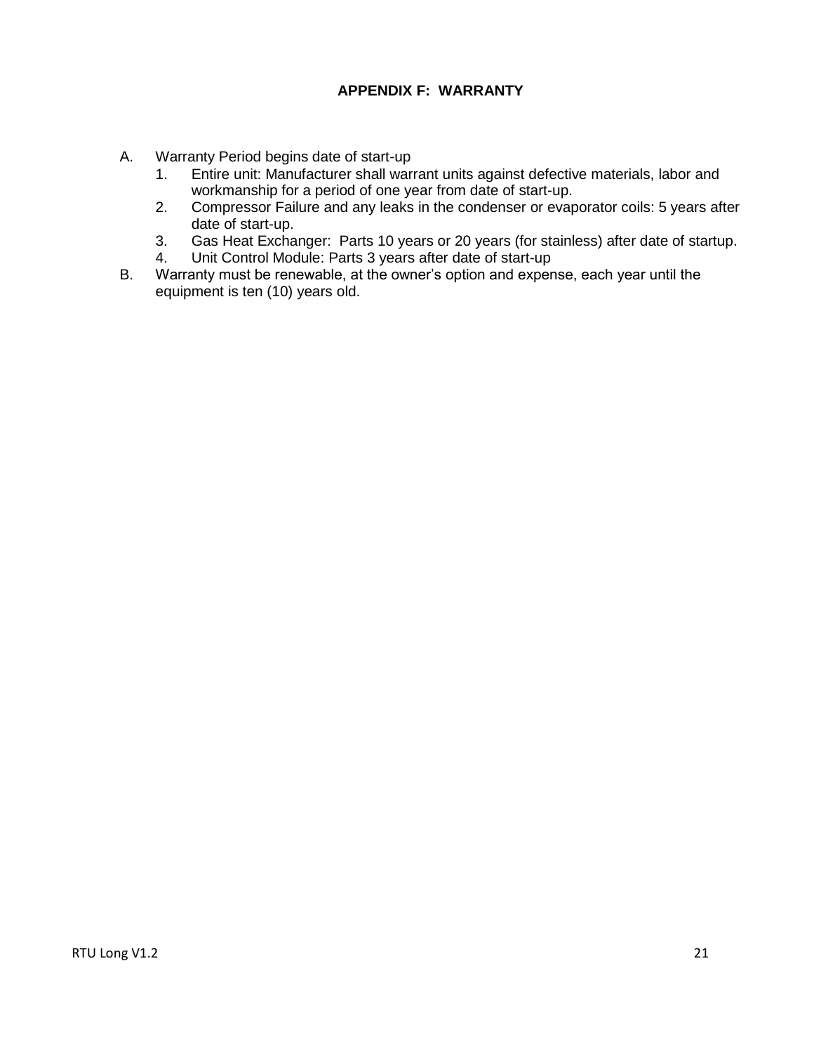## APPENDIX F: WARRANTY

A. Warranty Period begins date of start-up
   1. Entire unit: Manufacturer shall warrant units against defective materials, labor and workmanship for a period of one year from date of start-up.
   2. Compressor Failure and any leaks in the condenser or evaporator coils: 5 years after date of start-up.
   3. Gas Heat Exchanger: Parts 10 years or 20 years (for stainless) after date of startup.
   4. Unit Control Module: Parts 3 years after date of start-up

B. Warranty must be renewable, at the owner's option and expense, each year until the equipment is ten (10) years old.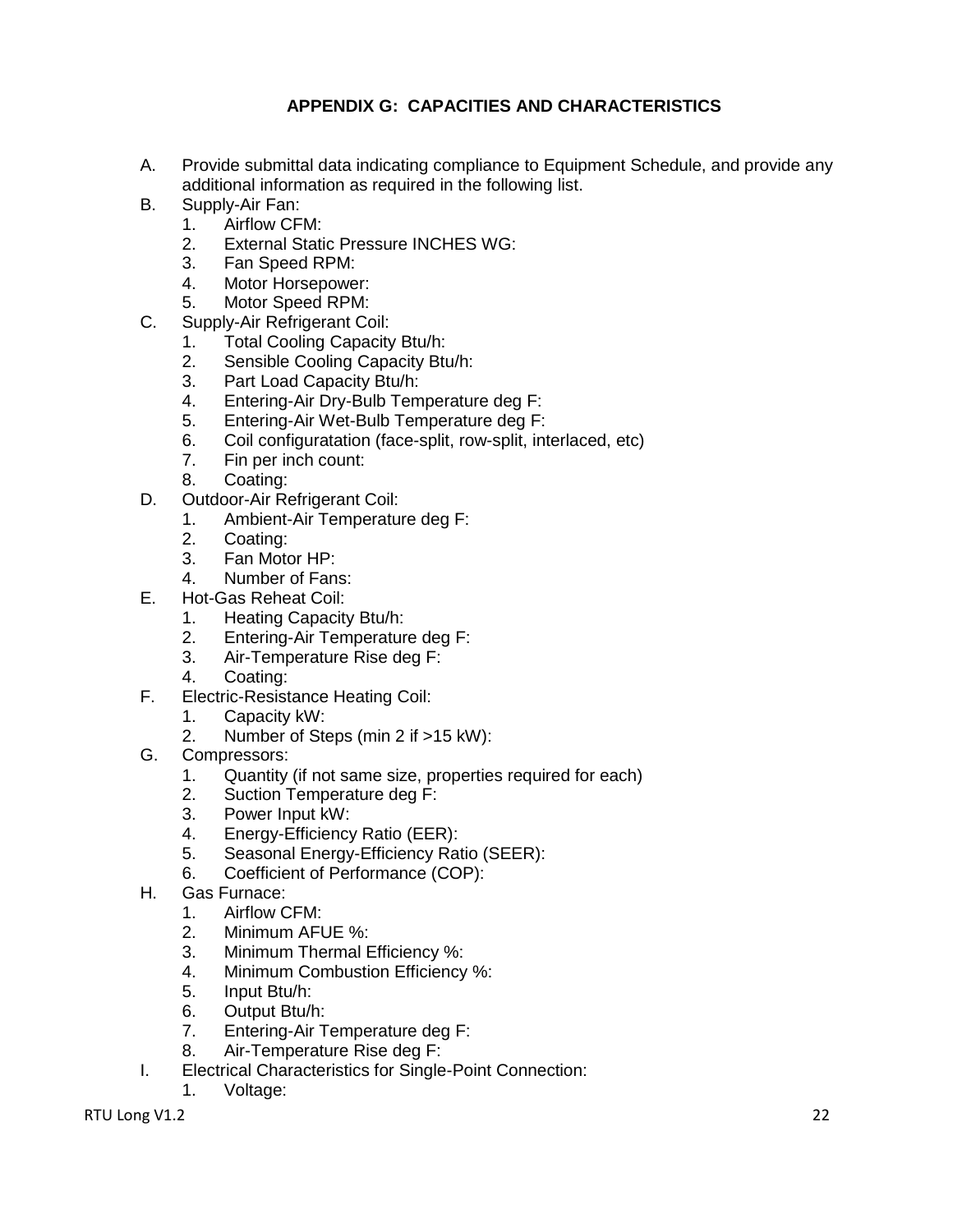## APPENDIX G: CAPACITIES AND CHARACTERISTICS

A. Provide submittal data indicating compliance to Equipment Schedule, and provide any additional information as required in the following list.

B. Supply-Air Fan:
   1. Airflow CFM:
   2. External Static Pressure INCHES WG:
   3. Fan Speed RPM:
   4. Motor Horsepower:
   5. Motor Speed RPM:

C. Supply-Air Refrigerant Coil:
   1. Total Cooling Capacity Btu/h:
   2. Sensible Cooling Capacity Btu/h:
   3. Part Load Capacity Btu/h:
   4. Entering-Air Dry-Bulb Temperature deg F:
   5. Entering-Air Wet-Bulb Temperature deg F:
   6. Coil configuratation (face-split, row-split, interlaced, etc)
   7. Fin per inch count:
   8. Coating:

D. Outdoor-Air Refrigerant Coil:
   1. Ambient-Air Temperature deg F:
   2. Coating:
   3. Fan Motor HP:
   4. Number of Fans:

E. Hot-Gas Reheat Coil:
   1. Heating Capacity Btu/h:
   2. Entering-Air Temperature deg F:
   3. Air-Temperature Rise deg F:
   4. Coating:

F. Electric-Resistance Heating Coil:
   1. Capacity kW:
   2. Number of Steps (min 2 if >15 kW):

G. Compressors:
   1. Quantity (if not same size, properties required for each)
   2. Suction Temperature deg F:
   3. Power Input kW:
   4. Energy-Efficiency Ratio (EER):
   5. Seasonal Energy-Efficiency Ratio (SEER):
   6. Coefficient of Performance (COP):

H. Gas Furnace:
   1. Airflow CFM:
   2. Minimum AFUE %:
   3. Minimum Thermal Efficiency %:
   4. Minimum Combustion Efficiency %:
   5. Input Btu/h:
   6. Output Btu/h:
   7. Entering-Air Temperature deg F:
   8. Air-Temperature Rise deg F:

I. Electrical Characteristics for Single-Point Connection:
   1. Voltage: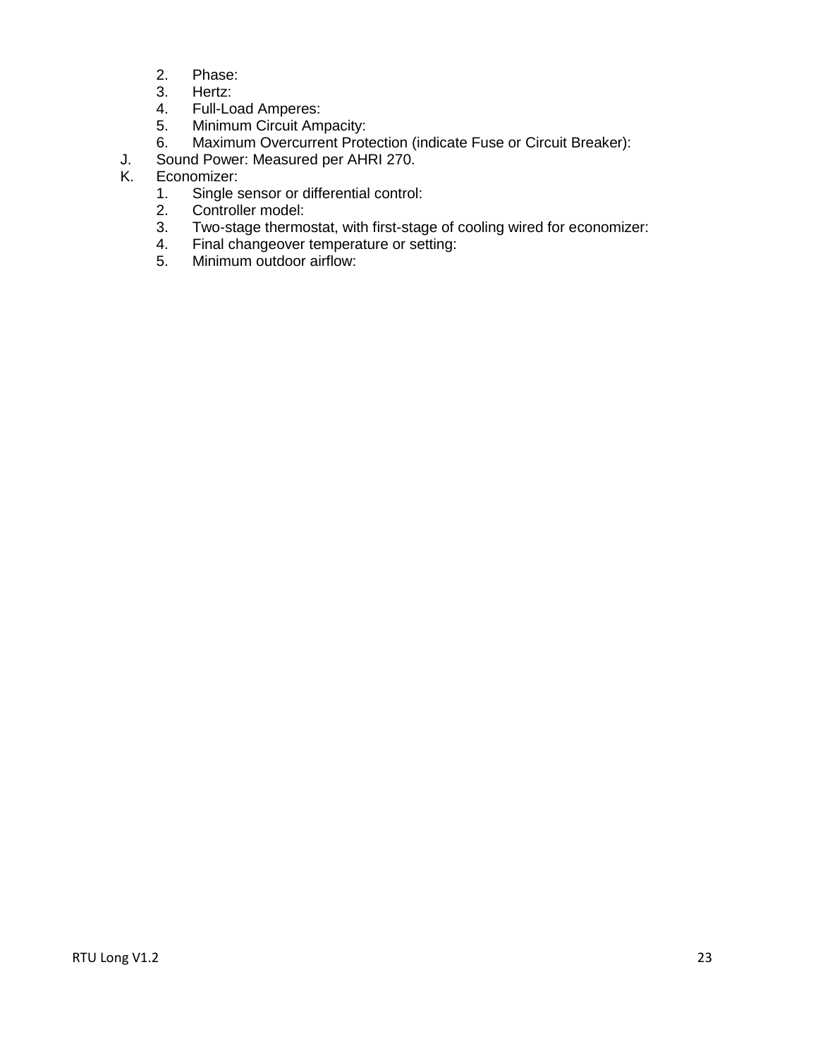2. Phase:
3. Hertz:
4. Full-Load Amperes:
5. Minimum Circuit Ampacity:
6. Maximum Overcurrent Protection (indicate Fuse or Circuit Breaker):

J. Sound Power: Measured per AHRI 270.

K. Economizer:
1. Single sensor or differential control:
2. Controller model:
3. Two-stage thermostat, with first-stage of cooling wired for economizer:
4. Final changeover temperature or setting:
5. Minimum outdoor airflow: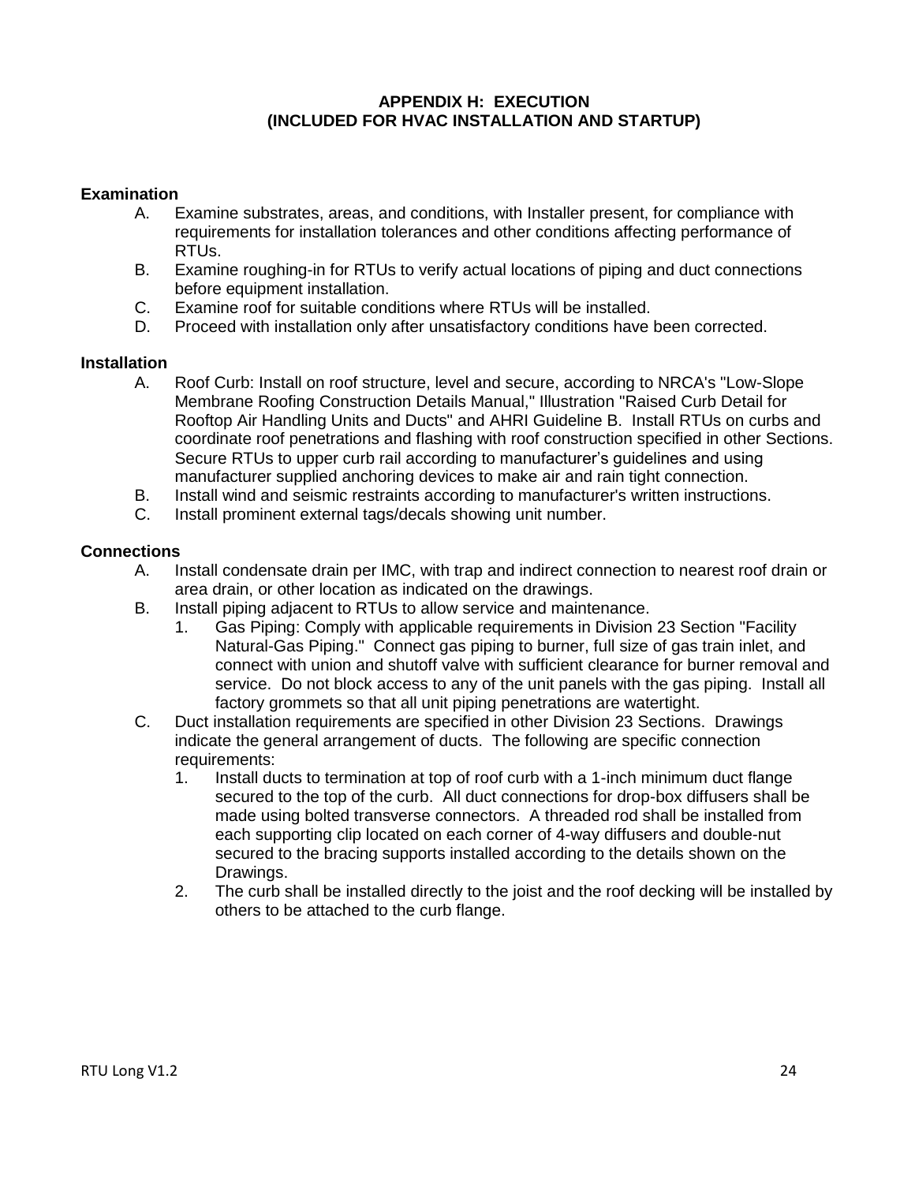# APPENDIX H: EXECUTION
# (INCLUDED FOR HVAC INSTALLATION AND STARTUP)

**Examination**

A. Examine substrates, areas, and conditions, with Installer present, for compliance with requirements for installation tolerances and other conditions affecting performance of RTUs.
B. Examine roughing-in for RTUs to verify actual locations of piping and duct connections before equipment installation.
C. Examine roof for suitable conditions where RTUs will be installed.
D. Proceed with installation only after unsatisfactory conditions have been corrected.

**Installation**

A. Roof Curb: Install on roof structure, level and secure, according to NRCA's "Low-Slope Membrane Roofing Construction Details Manual," Illustration "Raised Curb Detail for Rooftop Air Handling Units and Ducts" and AHRI Guideline B. Install RTUs on curbs and coordinate roof penetrations and flashing with roof construction specified in other Sections. Secure RTUs to upper curb rail according to manufacturer's guidelines and using manufacturer supplied anchoring devices to make air and rain tight connection.
B. Install wind and seismic restraints according to manufacturer's written instructions.
C. Install prominent external tags/decals showing unit number.

**Connections**

A. Install condensate drain per IMC, with trap and indirect connection to nearest roof drain or area drain, or other location as indicated on the drawings.
B. Install piping adjacent to RTUs to allow service and maintenance.
   1. Gas Piping: Comply with applicable requirements in Division 23 Section "Facility Natural-Gas Piping." Connect gas piping to burner, full size of gas train inlet, and connect with union and shutoff valve with sufficient clearance for burner removal and service. Do not block access to any of the unit panels with the gas piping. Install all factory grommets so that all unit piping penetrations are watertight.
C. Duct installation requirements are specified in other Division 23 Sections. Drawings indicate the general arrangement of ducts. The following are specific connection requirements:
   1. Install ducts to termination at top of roof curb with a 1-inch minimum duct flange secured to the top of the curb. All duct connections for drop-box diffusers shall be made using bolted transverse connectors. A threaded rod shall be installed from each supporting clip located on each corner of 4-way diffusers and double-nut secured to the bracing supports installed according to the details shown on the Drawings.
   2. The curb shall be installed directly to the joist and the roof decking will be installed by others to be attached to the curb flange.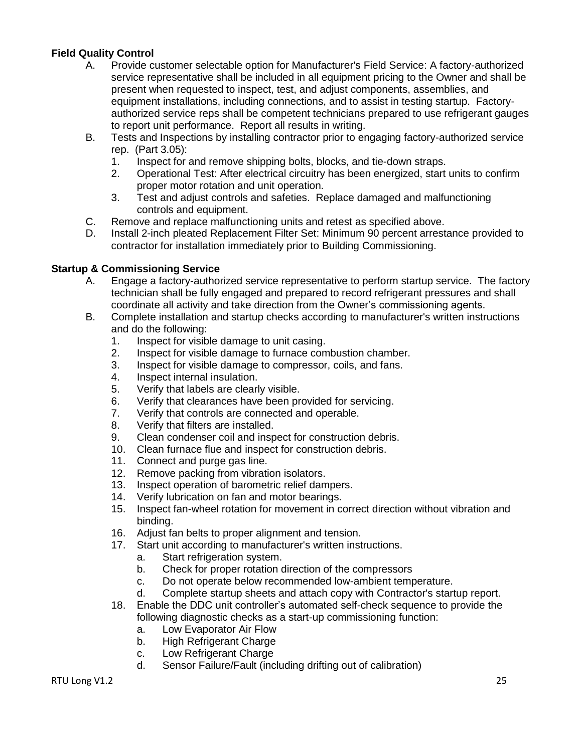**Field Quality Control**

A. Provide customer selectable option for Manufacturer's Field Service: A factory-authorized service representative shall be included in all equipment pricing to the Owner and shall be present when requested to inspect, test, and adjust components, assemblies, and equipment installations, including connections, and to assist in testing startup. Factory-authorized service reps shall be competent technicians prepared to use refrigerant gauges to report unit performance. Report all results in writing.

B. Tests and Inspections by installing contractor prior to engaging factory-authorized service rep. (Part 3.05):
   1. Inspect for and remove shipping bolts, blocks, and tie-down straps.
   2. Operational Test: After electrical circuitry has been energized, start units to confirm proper motor rotation and unit operation.
   3. Test and adjust controls and safeties. Replace damaged and malfunctioning controls and equipment.

C. Remove and replace malfunctioning units and retest as specified above.

D. Install 2-inch pleated Replacement Filter Set: Minimum 90 percent arrestance provided to contractor for installation immediately prior to Building Commissioning.

**Startup & Commissioning Service**

A. Engage a factory-authorized service representative to perform startup service. The factory technician shall be fully engaged and prepared to record refrigerant pressures and shall coordinate all activity and take direction from the Owner's commissioning agents.

B. Complete installation and startup checks according to manufacturer's written instructions and do the following:
   1. Inspect for visible damage to unit casing.
   2. Inspect for visible damage to furnace combustion chamber.
   3. Inspect for visible damage to compressor, coils, and fans.
   4. Inspect internal insulation.
   5. Verify that labels are clearly visible.
   6. Verify that clearances have been provided for servicing.
   7. Verify that controls are connected and operable.
   8. Verify that filters are installed.
   9. Clean condenser coil and inspect for construction debris.
   10. Clean furnace flue and inspect for construction debris.
   11. Connect and purge gas line.
   12. Remove packing from vibration isolators.
   13. Inspect operation of barometric relief dampers.
   14. Verify lubrication on fan and motor bearings.
   15. Inspect fan-wheel rotation for movement in correct direction without vibration and binding.
   16. Adjust fan belts to proper alignment and tension.
   17. Start unit according to manufacturer's written instructions.
       a. Start refrigeration system.
       b. Check for proper rotation direction of the compressors
       c. Do not operate below recommended low-ambient temperature.
       d. Complete startup sheets and attach copy with Contractor's startup report.
   18. Enable the DDC unit controller's automated self-check sequence to provide the following diagnostic checks as a start-up commissioning function:
       a. Low Evaporator Air Flow
       b. High Refrigerant Charge
       c. Low Refrigerant Charge
       d. Sensor Failure/Fault (including drifting out of calibration)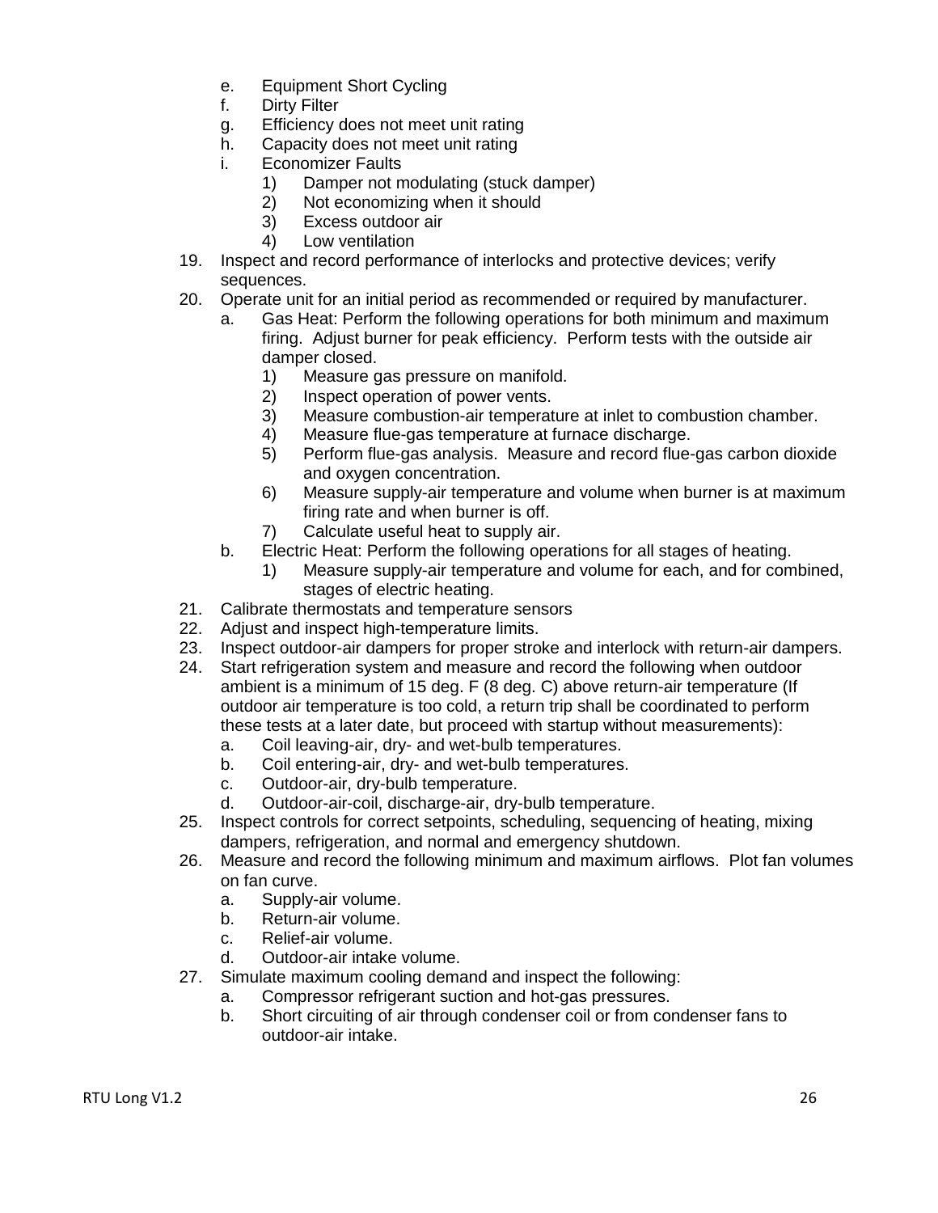e. Equipment Short Cycling
f. Dirty Filter
g. Efficiency does not meet unit rating
h. Capacity does not meet unit rating
i. Economizer Faults
    1) Damper not modulating (stuck damper)
    2) Not economizing when it should
    3) Excess outdoor air
    4) Low ventilation

19. Inspect and record performance of interlocks and protective devices; verify sequences.
20. Operate unit for an initial period as recommended or required by manufacturer.
    a. Gas Heat: Perform the following operations for both minimum and maximum firing. Adjust burner for peak efficiency. Perform tests with the outside air damper closed.
        1) Measure gas pressure on manifold.
        2) Inspect operation of power vents.
        3) Measure combustion-air temperature at inlet to combustion chamber.
        4) Measure flue-gas temperature at furnace discharge.
        5) Perform flue-gas analysis. Measure and record flue-gas carbon dioxide and oxygen concentration.
        6) Measure supply-air temperature and volume when burner is at maximum firing rate and when burner is off.
        7) Calculate useful heat to supply air.
    b. Electric Heat: Perform the following operations for all stages of heating.
        1) Measure supply-air temperature and volume for each, and for combined, stages of electric heating.
21. Calibrate thermostats and temperature sensors
22. Adjust and inspect high-temperature limits.
23. Inspect outdoor-air dampers for proper stroke and interlock with return-air dampers.
24. Start refrigeration system and measure and record the following when outdoor ambient is a minimum of 15 deg. F (8 deg. C) above return-air temperature (If outdoor air temperature is too cold, a return trip shall be coordinated to perform these tests at a later date, but proceed with startup without measurements):
    a. Coil leaving-air, dry- and wet-bulb temperatures.
    b. Coil entering-air, dry- and wet-bulb temperatures.
    c. Outdoor-air, dry-bulb temperature.
    d. Outdoor-air-coil, discharge-air, dry-bulb temperature.
25. Inspect controls for correct setpoints, scheduling, sequencing of heating, mixing dampers, refrigeration, and normal and emergency shutdown.
26. Measure and record the following minimum and maximum airflows. Plot fan volumes on fan curve.
    a. Supply-air volume.
    b. Return-air volume.
    c. Relief-air volume.
    d. Outdoor-air intake volume.
27. Simulate maximum cooling demand and inspect the following:
    a. Compressor refrigerant suction and hot-gas pressures.
    b. Short circuiting of air through condenser coil or from condenser fans to outdoor-air intake.